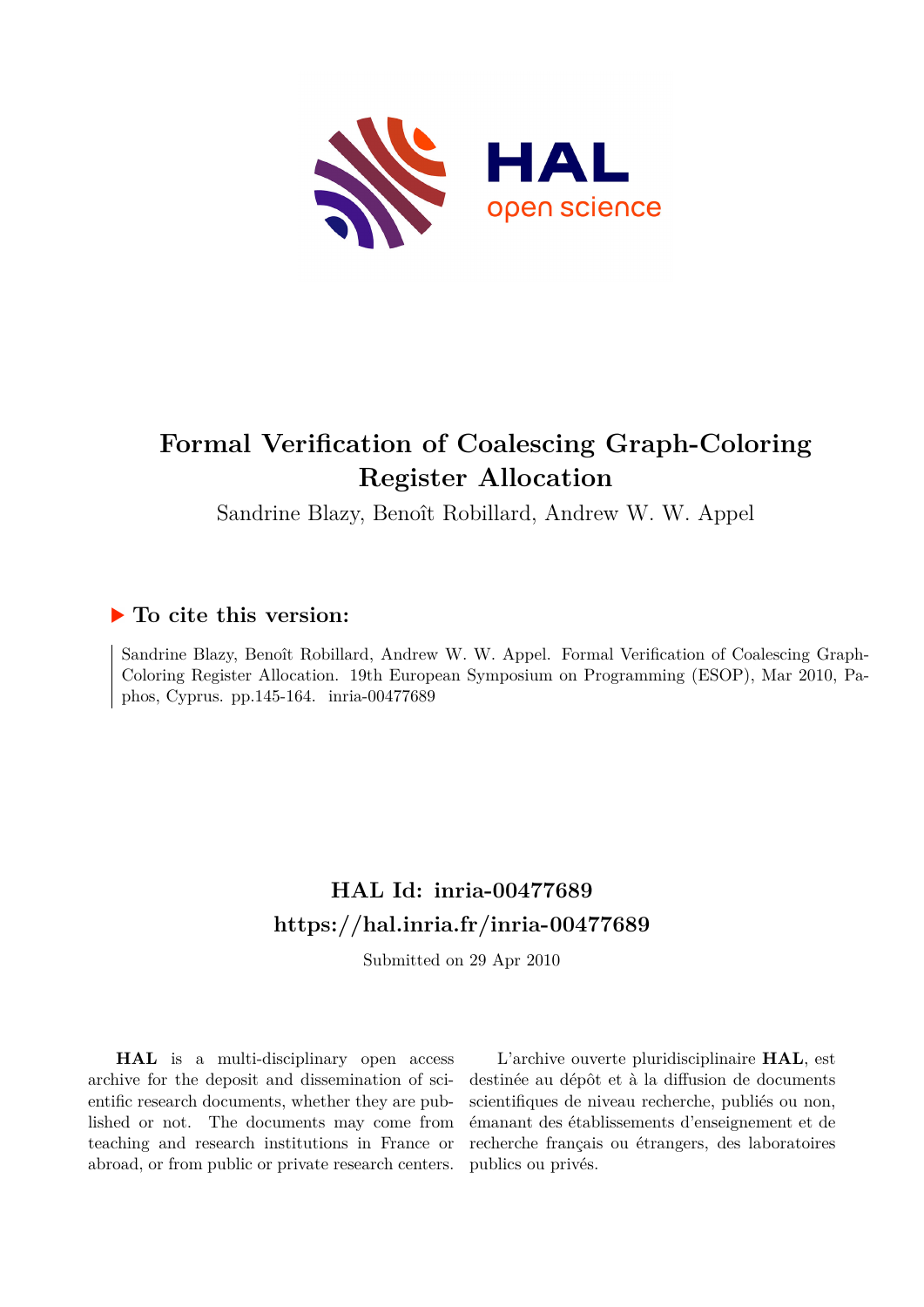# Formal Verification of Coalescing Graph-Coloring Register Allocation

Sandrine Blazy, Benoît Robillard, Andrew W. W. Appel

## ▶ To cite this version:

Sandrine Blazy, Benoît Robillard, Andrew W. W. Appel. Formal Verification of Coalescing Graph-Coloring Register Allocation. 19th European Symposium on Programming (ESOP), Mar 2010, Paphos, Cyprus. pp.145-164. inria-00477689

## HAL Id: inria-00477689
## https://hal.inria.fr/inria-00477689

Submitted on 29 Apr 2010

**HAL** is a multi-disciplinary open access archive for the deposit and dissemination of scientific research documents, whether they are published or not. The documents may come from teaching and research institutions in France or abroad, or from public or private research centers.

L'archive ouverte pluridisciplinaire **HAL**, est destinée au dépôt et à la diffusion de documents scientifiques de niveau recherche, publiés ou non, émanant des établissements d'enseignement et de recherche français ou étrangers, des laboratoires publics ou privés.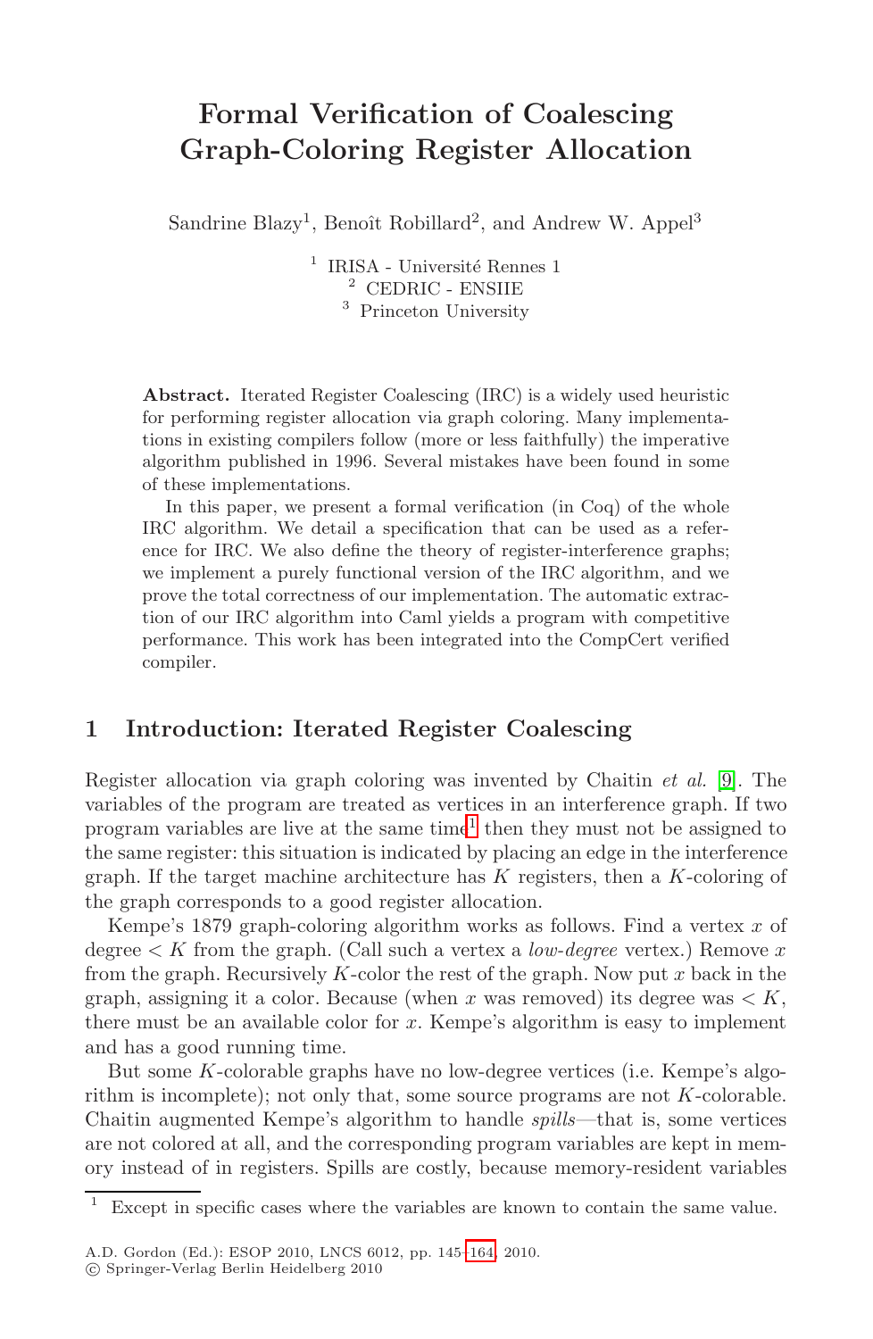# Formal Verification of Coalescing Graph-Coloring Register Allocation

Sandrine Blazy[1], Benoît Robillard[2], and Andrew W. Appel[3]

[1] IRISA - Université Rennes 1
[2] CEDRIC - ENSIIE
[3] Princeton University

**Abstract.** Iterated Register Coalescing (IRC) is a widely used heuristic for performing register allocation via graph coloring. Many implementations in existing compilers follow (more or less faithfully) the imperative algorithm published in 1996. Several mistakes have been found in some of these implementations.

In this paper, we present a formal verification (in Coq) of the whole IRC algorithm. We detail a specification that can be used as a reference for IRC. We also define the theory of register-interference graphs; we implement a purely functional version of the IRC algorithm, and we prove the total correctness of our implementation. The automatic extraction of our IRC algorithm into Caml yields a program with competitive performance. This work has been integrated into the CompCert verified compiler.

## 1 Introduction: Iterated Register Coalescing

Register allocation via graph coloring was invented by Chaitin *et al.* [9]. The variables of the program are treated as vertices in an interference graph. If two program variables are live at the same time[1] then they must not be assigned to the same register: this situation is indicated by placing an edge in the interference graph. If the target machine architecture has $K$ registers, then a $K$-coloring of the graph corresponds to a good register allocation.

Kempe's 1879 graph-coloring algorithm works as follows. Find a vertex $x$ of degree $< K$ from the graph. (Call such a vertex a *low-degree* vertex.) Remove $x$ from the graph. Recursively $K$-color the rest of the graph. Now put $x$ back in the graph, assigning it a color. Because (when $x$ was removed) its degree was $< K$, there must be an available color for $x$. Kempe's algorithm is easy to implement and has a good running time.

But some $K$-colorable graphs have no low-degree vertices (i.e. Kempe's algorithm is incomplete); not only that, some source programs are not $K$-colorable. Chaitin augmented Kempe's algorithm to handle *spills*—that is, some vertices are not colored at all, and the corresponding program variables are kept in memory instead of in registers. Spills are costly, because memory-resident variables

[1] Except in specific cases where the variables are known to contain the same value.

A.D. Gordon (Ed.): ESOP 2010, LNCS 6012, pp. 145–164, 2010.
© Springer-Verlag Berlin Heidelberg 2010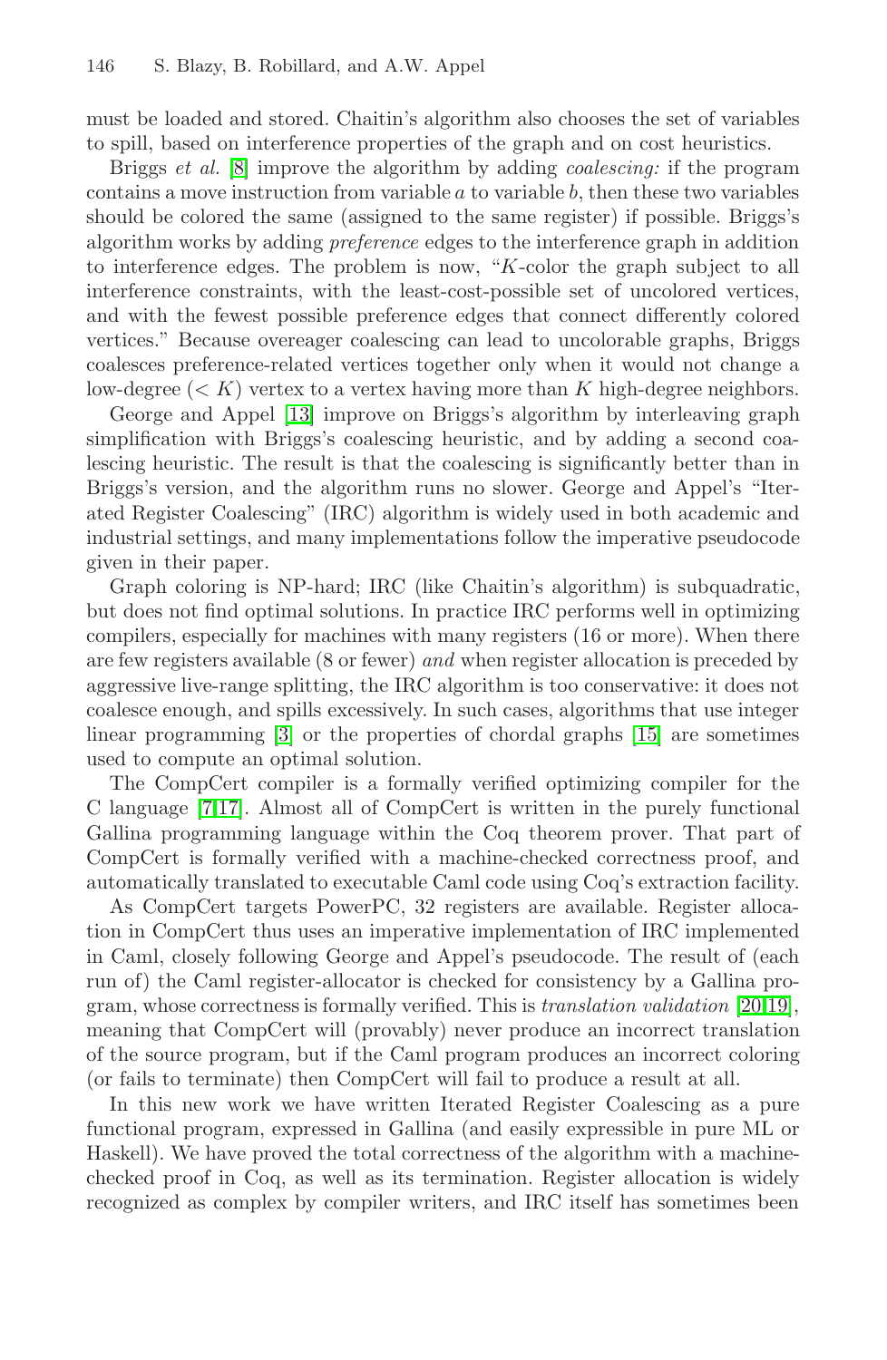must be loaded and stored. Chaitin's algorithm also chooses the set of variables to spill, based on interference properties of the graph and on cost heuristics.

Briggs *et al.* [8] improve the algorithm by adding *coalescing:* if the program contains a move instruction from variable $a$ to variable $b$, then these two variables should be colored the same (assigned to the same register) if possible. Briggs's algorithm works by adding *preference* edges to the interference graph in addition to interference edges. The problem is now, "$K$-color the graph subject to all interference constraints, with the least-cost-possible set of uncolored vertices, and with the fewest possible preference edges that connect differently colored vertices." Because overeager coalescing can lead to uncolorable graphs, Briggs coalesces preference-related vertices together only when it would not change a low-degree ($< K$) vertex to a vertex having more than $K$ high-degree neighbors.

George and Appel [13] improve on Briggs's algorithm by interleaving graph simplification with Briggs's coalescing heuristic, and by adding a second coalescing heuristic. The result is that the coalescing is significantly better than in Briggs's version, and the algorithm runs no slower. George and Appel's "Iterated Register Coalescing" (IRC) algorithm is widely used in both academic and industrial settings, and many implementations follow the imperative pseudocode given in their paper.

Graph coloring is NP-hard; IRC (like Chaitin's algorithm) is subquadratic, but does not find optimal solutions. In practice IRC performs well in optimizing compilers, especially for machines with many registers (16 or more). When there are few registers available (8 or fewer) *and* when register allocation is preceded by aggressive live-range splitting, the IRC algorithm is too conservative: it does not coalesce enough, and spills excessively. In such cases, algorithms that use integer linear programming [3] or the properties of chordal graphs [15] are sometimes used to compute an optimal solution.

The CompCert compiler is a formally verified optimizing compiler for the C language [7,17]. Almost all of CompCert is written in the purely functional Gallina programming language within the Coq theorem prover. That part of CompCert is formally verified with a machine-checked correctness proof, and automatically translated to executable Caml code using Coq's extraction facility.

As CompCert targets PowerPC, 32 registers are available. Register allocation in CompCert thus uses an imperative implementation of IRC implemented in Caml, closely following George and Appel's pseudocode. The result of (each run of) the Caml register-allocator is checked for consistency by a Gallina program, whose correctness is formally verified. This is *translation validation* [20,19], meaning that CompCert will (provably) never produce an incorrect translation of the source program, but if the Caml program produces an incorrect coloring (or fails to terminate) then CompCert will fail to produce a result at all.

In this new work we have written Iterated Register Coalescing as a pure functional program, expressed in Gallina (and easily expressible in pure ML or Haskell). We have proved the total correctness of the algorithm with a machine-checked proof in Coq, as well as its termination. Register allocation is widely recognized as complex by compiler writers, and IRC itself has sometimes been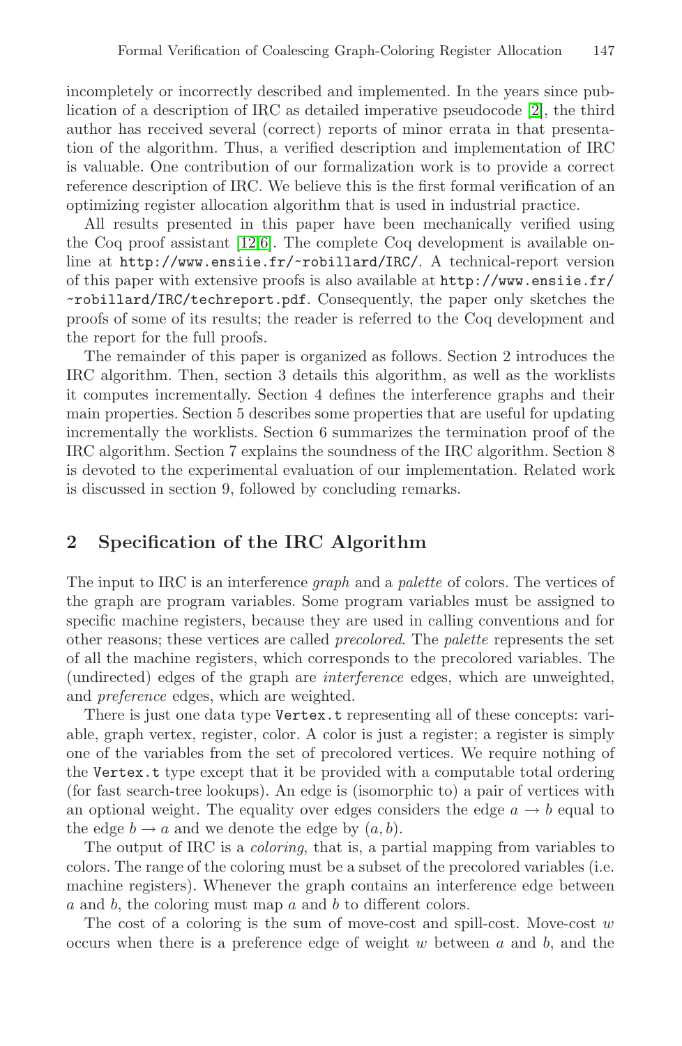incompletely or incorrectly described and implemented. In the years since publication of a description of IRC as detailed imperative pseudocode [2], the third author has received several (correct) reports of minor errata in that presentation of the algorithm. Thus, a verified description and implementation of IRC is valuable. One contribution of our formalization work is to provide a correct reference description of IRC. We believe this is the first formal verification of an optimizing register allocation algorithm that is used in industrial practice.

All results presented in this paper have been mechanically verified using the Coq proof assistant [12,6]. The complete Coq development is available online at `http://www.ensiie.fr/~robillard/IRC/`. A technical-report version of this paper with extensive proofs is also available at `http://www.ensiie.fr/~robillard/IRC/techreport.pdf`. Consequently, the paper only sketches the proofs of some of its results; the reader is referred to the Coq development and the report for the full proofs.

The remainder of this paper is organized as follows. Section 2 introduces the IRC algorithm. Then, section 3 details this algorithm, as well as the worklists it computes incrementally. Section 4 defines the interference graphs and their main properties. Section 5 describes some properties that are useful for updating incrementally the worklists. Section 6 summarizes the termination proof of the IRC algorithm. Section 7 explains the soundness of the IRC algorithm. Section 8 is devoted to the experimental evaluation of our implementation. Related work is discussed in section 9, followed by concluding remarks.

## 2 Specification of the IRC Algorithm

The input to IRC is an interference *graph* and a *palette* of colors. The vertices of the graph are program variables. Some program variables must be assigned to specific machine registers, because they are used in calling conventions and for other reasons; these vertices are called *precolored*. The *palette* represents the set of all the machine registers, which corresponds to the precolored variables. The (undirected) edges of the graph are *interference* edges, which are unweighted, and *preference* edges, which are weighted.

There is just one data type `Vertex.t` representing all of these concepts: variable, graph vertex, register, color. A color is just a register; a register is simply one of the variables from the set of precolored vertices. We require nothing of the `Vertex.t` type except that it be provided with a computable total ordering (for fast search-tree lookups). An edge is (isomorphic to) a pair of vertices with an optional weight. The equality over edges considers the edge $a \rightarrow b$ equal to the edge $b \rightarrow a$ and we denote the edge by $(a, b)$.

The output of IRC is a *coloring*, that is, a partial mapping from variables to colors. The range of the coloring must be a subset of the precolored variables (i.e. machine registers). Whenever the graph contains an interference edge between $a$ and $b$, the coloring must map $a$ and $b$ to different colors.

The cost of a coloring is the sum of move-cost and spill-cost. Move-cost $w$ occurs when there is a preference edge of weight $w$ between $a$ and $b$, and the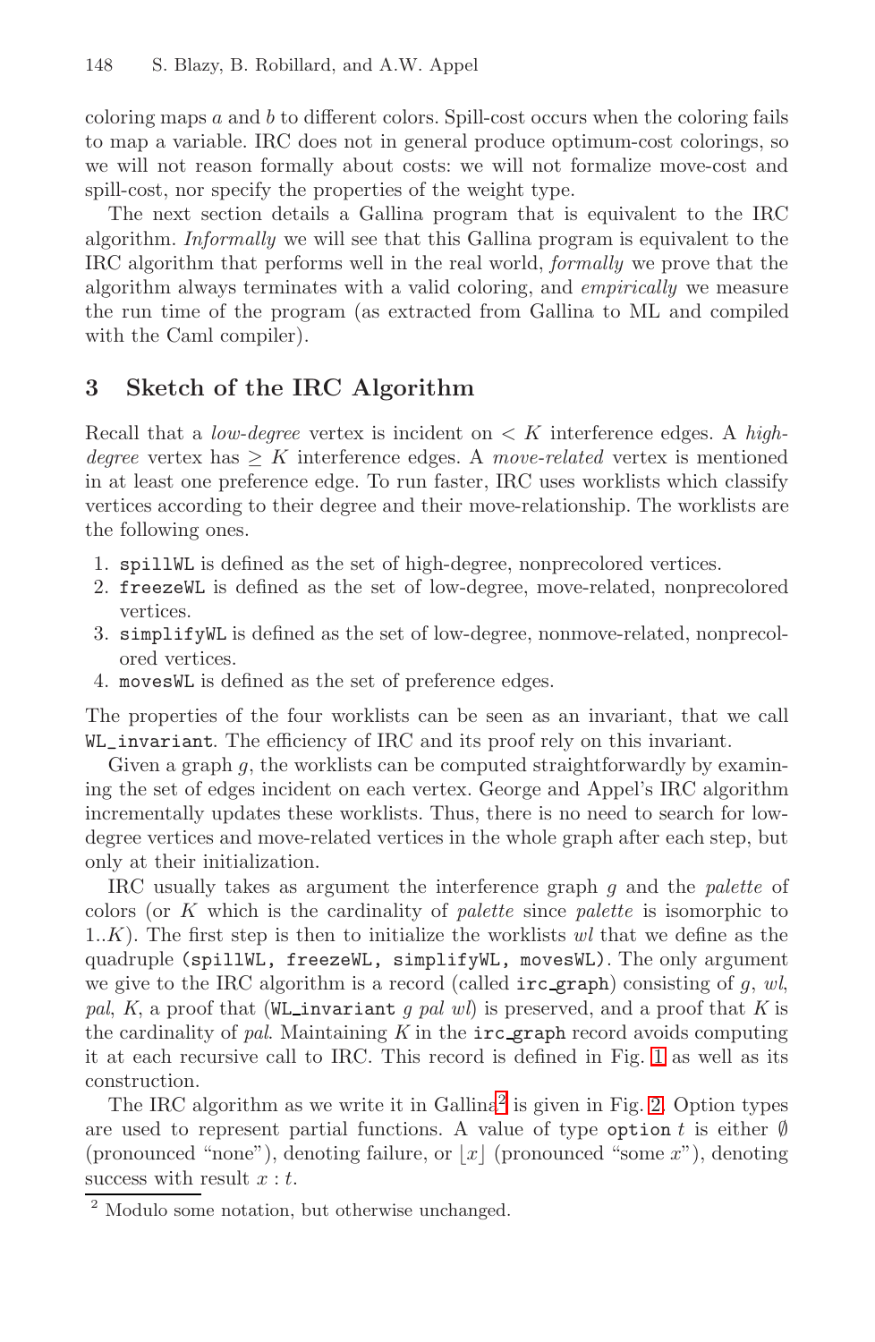coloring maps $a$ and $b$ to different colors. Spill-cost occurs when the coloring fails to map a variable. IRC does not in general produce optimum-cost colorings, so we will not reason formally about costs: we will not formalize move-cost and spill-cost, nor specify the properties of the weight type.

The next section details a Gallina program that is equivalent to the IRC algorithm. *Informally* we will see that this Gallina program is equivalent to the IRC algorithm that performs well in the real world, *formally* we prove that the algorithm always terminates with a valid coloring, and *empirically* we measure the run time of the program (as extracted from Gallina to ML and compiled with the Caml compiler).

## 3 Sketch of the IRC Algorithm

Recall that a *low-degree* vertex is incident on $< K$ interference edges. A *high-degree* vertex has $\geq K$ interference edges. A *move-related* vertex is mentioned in at least one preference edge. To run faster, IRC uses worklists which classify vertices according to their degree and their move-relationship. The worklists are the following ones.

1. `spillWL` is defined as the set of high-degree, nonprecolored vertices.
2. `freezeWL` is defined as the set of low-degree, move-related, nonprecolored vertices.
3. `simplifyWL` is defined as the set of low-degree, nonmove-related, nonprecolored vertices.
4. `movesWL` is defined as the set of preference edges.

The properties of the four worklists can be seen as an invariant, that we call `WL_invariant`. The efficiency of IRC and its proof rely on this invariant.

Given a graph $g$, the worklists can be computed straightforwardly by examining the set of edges incident on each vertex. George and Appel's IRC algorithm incrementally updates these worklists. Thus, there is no need to search for low-degree vertices and move-related vertices in the whole graph after each step, but only at their initialization.

IRC usually takes as argument the interference graph $g$ and the *palette* of colors (or $K$ which is the cardinality of *palette* since *palette* is isomorphic to $1..K$). The first step is then to initialize the worklists $wl$ that we define as the quadruple `(spillWL, freezeWL, simplifyWL, movesWL)`. The only argument we give to the IRC algorithm is a record (called `irc_graph`) consisting of $g$, $wl$, $pal$, $K$, a proof that (`WL_invariant` $g$ $pal$ $wl$) is preserved, and a proof that $K$ is the cardinality of $pal$. Maintaining $K$ in the `irc_graph` record avoids computing it at each recursive call to IRC. This record is defined in Fig. 1 as well as its construction.

The IRC algorithm as we write it in Gallina[2] is given in Fig. 2. Option types are used to represent partial functions. A value of type `option` $t$ is either $\emptyset$ (pronounced "none"), denoting failure, or $\lfloor x \rfloor$ (pronounced "some $x$"), denoting success with result $x : t$.

[2] Modulo some notation, but otherwise unchanged.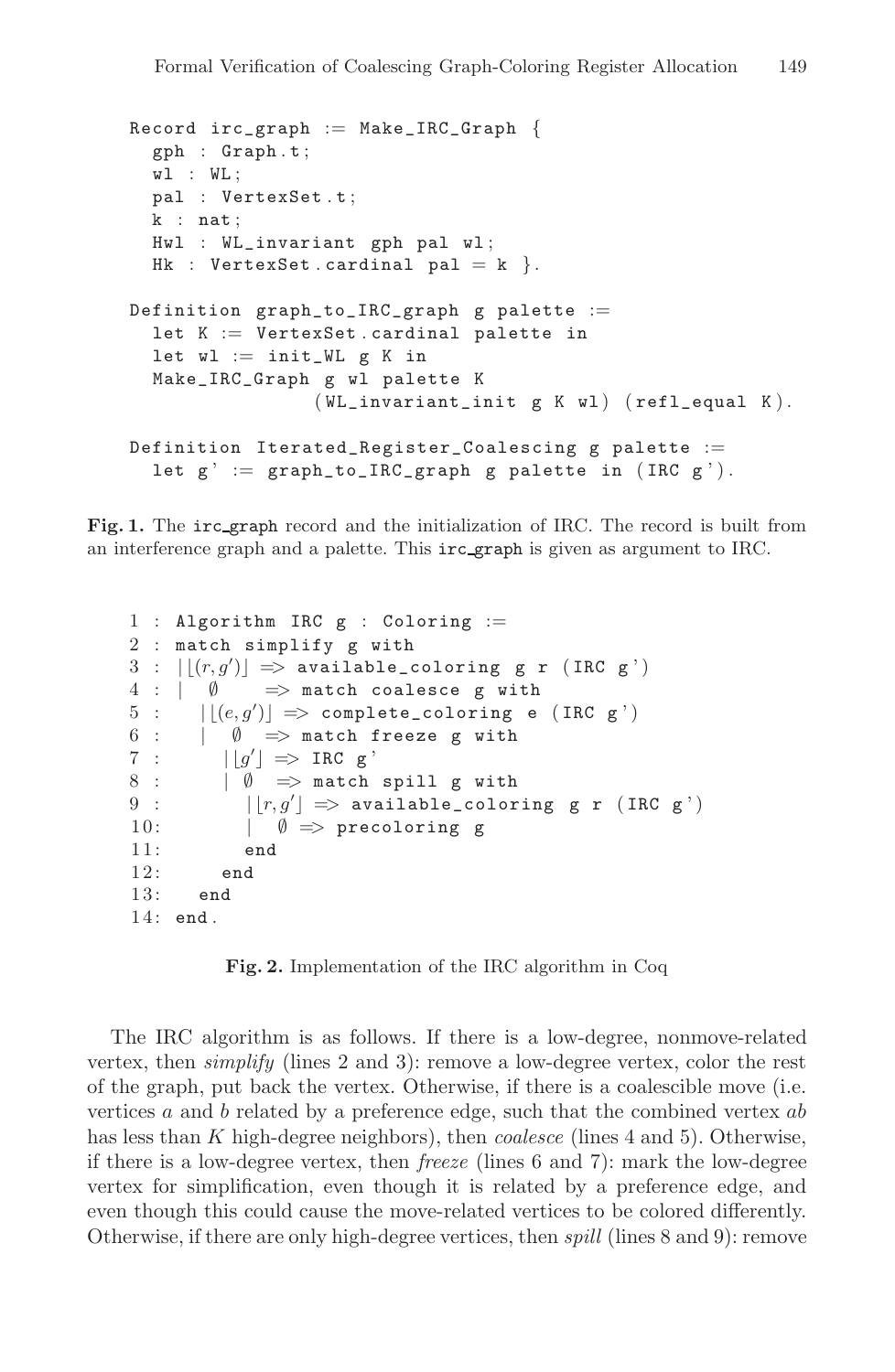```
Record irc_graph := Make_IRC_Graph {
  gph : Graph.t;
  wl : WL;
  pal : VertexSet.t;
  k : nat;
  Hwl : WL_invariant gph pal wl;
  Hk : VertexSet.cardinal pal = k }.

Definition graph_to_IRC_graph g palette :=
  let K := VertexSet.cardinal palette in
  let wl := init_WL g K in
  Make_IRC_Graph g wl palette K
              (WL_invariant_init g K wl) (refl_equal K).

Definition Iterated_Register_Coalescing g palette :=
  let g' := graph_to_IRC_graph g palette in (IRC g').
```

**Fig. 1.** The irc_graph record and the initialization of IRC. The record is built from an interference graph and a palette. This irc_graph is given as argument to IRC.

```
 1 : Algorithm IRC g : Coloring :=
 2 : match simplify g with
 3 : |⌊(r,g')⌋ => available_coloring g r (IRC g')
 4 : |  ∅     => match coalesce g with
 5 :    |⌊(e,g')⌋ => complete_coloring e (IRC g')
 6 :    |  ∅   => match freeze g with
 7 :       |⌊g'⌋ => IRC g'
 8 :       | ∅   => match spill g with
 9 :          |⌊r,g'⌋ => available_coloring g r (IRC g')
10:          |   ∅ => precoloring g
11:          end
12:       end
13:    end
14: end.
```

**Fig. 2.** Implementation of the IRC algorithm in Coq

The IRC algorithm is as follows. If there is a low-degree, nonmove-related vertex, then *simplify* (lines 2 and 3): remove a low-degree vertex, color the rest of the graph, put back the vertex. Otherwise, if there is a coalescible move (i.e. vertices $a$ and $b$ related by a preference edge, such that the combined vertex $ab$ has less than $K$ high-degree neighbors), then *coalesce* (lines 4 and 5). Otherwise, if there is a low-degree vertex, then *freeze* (lines 6 and 7): mark the low-degree vertex for simplification, even though it is related by a preference edge, and even though this could cause the move-related vertices to be colored differently. Otherwise, if there are only high-degree vertices, then *spill* (lines 8 and 9): remove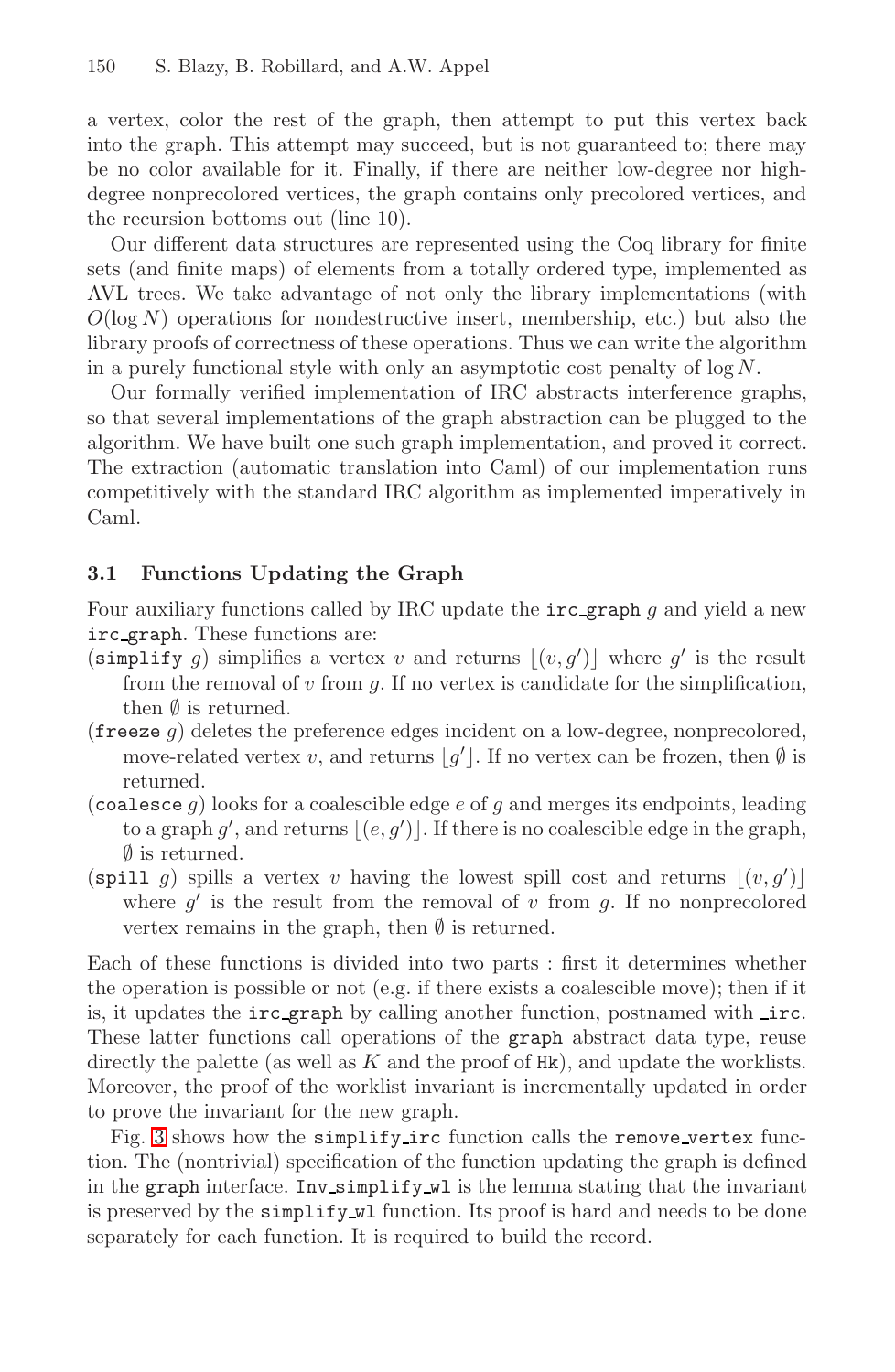a vertex, color the rest of the graph, then attempt to put this vertex back into the graph. This attempt may succeed, but is not guaranteed to; there may be no color available for it. Finally, if there are neither low-degree nor high-degree nonprecolored vertices, the graph contains only precolored vertices, and the recursion bottoms out (line 10).

Our different data structures are represented using the Coq library for finite sets (and finite maps) of elements from a totally ordered type, implemented as AVL trees. We take advantage of not only the library implementations (with $O(\log N)$ operations for nondestructive insert, membership, etc.) but also the library proofs of correctness of these operations. Thus we can write the algorithm in a purely functional style with only an asymptotic cost penalty of $\log N$.

Our formally verified implementation of IRC abstracts interference graphs, so that several implementations of the graph abstraction can be plugged to the algorithm. We have built one such graph implementation, and proved it correct. The extraction (automatic translation into Caml) of our implementation runs competitively with the standard IRC algorithm as implemented imperatively in Caml.

### 3.1 Functions Updating the Graph

Four auxiliary functions called by IRC update the `irc_graph` $g$ and yield a new `irc_graph`. These functions are:

(`simplify` $g$) simplifies a vertex $v$ and returns $\lfloor(v, g')\rfloor$ where $g'$ is the result from the removal of $v$ from $g$. If no vertex is candidate for the simplification, then $\emptyset$ is returned.

(`freeze` $g$) deletes the preference edges incident on a low-degree, nonprecolored, move-related vertex $v$, and returns $\lfloor g' \rfloor$. If no vertex can be frozen, then $\emptyset$ is returned.

(`coalesce` $g$) looks for a coalescible edge $e$ of $g$ and merges its endpoints, leading to a graph $g'$, and returns $\lfloor(e, g')\rfloor$. If there is no coalescible edge in the graph, $\emptyset$ is returned.

(`spill` $g$) spills a vertex $v$ having the lowest spill cost and returns $\lfloor(v, g')\rfloor$ where $g'$ is the result from the removal of $v$ from $g$. If no nonprecolored vertex remains in the graph, then $\emptyset$ is returned.

Each of these functions is divided into two parts : first it determines whether the operation is possible or not (e.g. if there exists a coalescible move); then if it is, it updates the `irc_graph` by calling another function, postnamed with `_irc`. These latter functions call operations of the `graph` abstract data type, reuse directly the palette (as well as $K$ and the proof of `Hk`), and update the worklists. Moreover, the proof of the worklist invariant is incrementally updated in order to prove the invariant for the new graph.

Fig. 3 shows how the `simplify_irc` function calls the `remove_vertex` function. The (nontrivial) specification of the function updating the graph is defined in the `graph` interface. `Inv_simplify_wl` is the lemma stating that the invariant is preserved by the `simplify_wl` function. Its proof is hard and needs to be done separately for each function. It is required to build the record.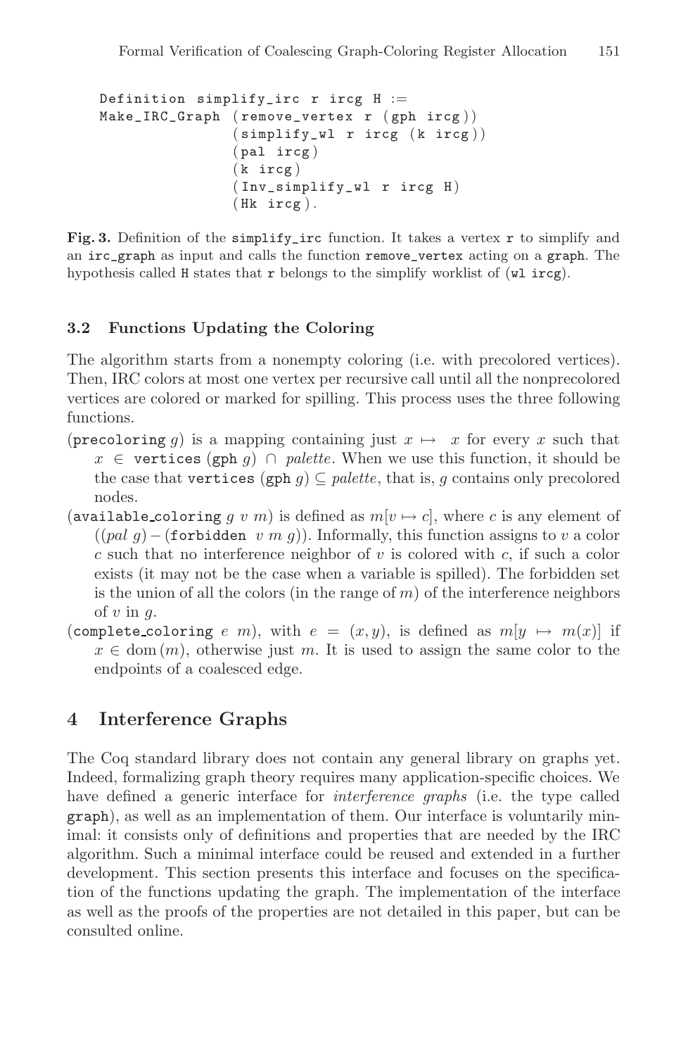```
Definition simplify_irc r ircg H :=
Make_IRC_Graph (remove_vertex r (gph ircg))
               (simplify_wl r ircg (k ircg))
               (pal ircg)
               (k ircg)
               (Inv_simplify_wl r ircg H)
               (Hk ircg).
```

**Fig. 3.** Definition of the `simplify_irc` function. It takes a vertex `r` to simplify and an `irc_graph` as input and calls the function `remove_vertex` acting on a `graph`. The hypothesis called `H` states that `r` belongs to the simplify worklist of (`wl ircg`).

### 3.2 Functions Updating the Coloring

The algorithm starts from a nonempty coloring (i.e. with precolored vertices). Then, IRC colors at most one vertex per recursive call until all the nonprecolored vertices are colored or marked for spilling. This process uses the three following functions.

- (`precoloring` $g$) is a mapping containing just $x \mapsto x$ for every $x$ such that $x \in$ `vertices` (`gph` $g$) $\cap$ *palette*. When we use this function, it should be the case that `vertices` (`gph` $g$) $\subseteq$ *palette*, that is, $g$ contains only precolored nodes.
- (`available_coloring` $g$ $v$ $m$) is defined as $m[v \mapsto c]$, where $c$ is any element of $((pal\ g) - ($`forbidden` $v\ m\ g))$. Informally, this function assigns to $v$ a color $c$ such that no interference neighbor of $v$ is colored with $c$, if such a color exists (it may not be the case when a variable is spilled). The forbidden set is the union of all the colors (in the range of $m$) of the interference neighbors of $v$ in $g$.
- (`complete_coloring` $e$ $m$), with $e = (x, y)$, is defined as $m[y \mapsto m(x)]$ if $x \in \mathrm{dom}(m)$, otherwise just $m$. It is used to assign the same color to the endpoints of a coalesced edge.

## 4 Interference Graphs

The Coq standard library does not contain any general library on graphs yet. Indeed, formalizing graph theory requires many application-specific choices. We have defined a generic interface for *interference graphs* (i.e. the type called `graph`), as well as an implementation of them. Our interface is voluntarily minimal: it consists only of definitions and properties that are needed by the IRC algorithm. Such a minimal interface could be reused and extended in a further development. This section presents this interface and focuses on the specification of the functions updating the graph. The implementation of the interface as well as the proofs of the properties are not detailed in this paper, but can be consulted online.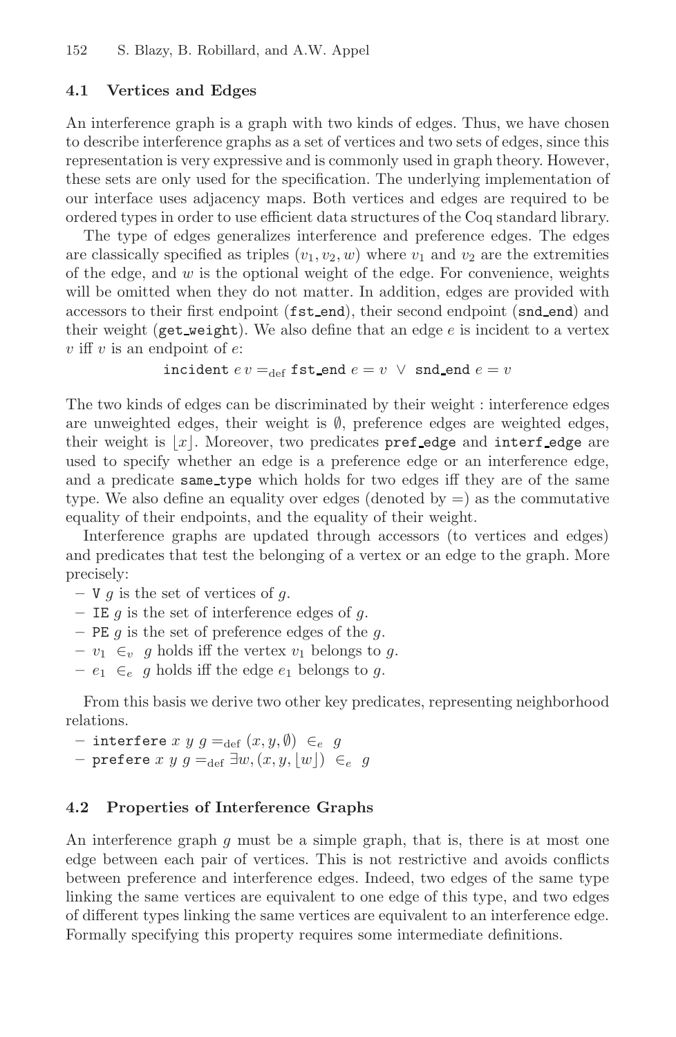### 4.1 Vertices and Edges

An interference graph is a graph with two kinds of edges. Thus, we have chosen to describe interference graphs as a set of vertices and two sets of edges, since this representation is very expressive and is commonly used in graph theory. However, these sets are only used for the specification. The underlying implementation of our interface uses adjacency maps. Both vertices and edges are required to be ordered types in order to use efficient data structures of the Coq standard library.

The type of edges generalizes interference and preference edges. The edges are classically specified as triples $(v_1, v_2, w)$ where $v_1$ and $v_2$ are the extremities of the edge, and $w$ is the optional weight of the edge. For convenience, weights will be omitted when they do not matter. In addition, edges are provided with accessors to their first endpoint (`fst_end`), their second endpoint (`snd_end`) and their weight (`get_weight`). We also define that an edge $e$ is incident to a vertex $v$ iff $v$ is an endpoint of $e$:

$$\texttt{incident}\ e\, v =_{\text{def}} \texttt{fst\_end}\ e = v\ \vee\ \texttt{snd\_end}\ e = v$$

The two kinds of edges can be discriminated by their weight : interference edges are unweighted edges, their weight is $\emptyset$, preference edges are weighted edges, their weight is $\lfloor x \rfloor$. Moreover, two predicates `pref_edge` and `interf_edge` are used to specify whether an edge is a preference edge or an interference edge, and a predicate `same_type` which holds for two edges iff they are of the same type. We also define an equality over edges (denoted by $=$) as the commutative equality of their endpoints, and the equality of their weight.

Interference graphs are updated through accessors (to vertices and edges) and predicates that test the belonging of a vertex or an edge to the graph. More precisely:

- `V` $g$ is the set of vertices of $g$.
- `IE` $g$ is the set of interference edges of $g$.
- `PE` $g$ is the set of preference edges of the $g$.
- $v_1\ \in_v\ g$ holds iff the vertex $v_1$ belongs to $g$.
- $e_1\ \in_e\ g$ holds iff the edge $e_1$ belongs to $g$.

From this basis we derive two other key predicates, representing neighborhood relations.

- `interfere` $x\ y\ g =_{\text{def}} (x, y, \emptyset)\ \in_e\ g$
- `prefere` $x\ y\ g =_{\text{def}} \exists w, (x, y, \lfloor w \rfloor)\ \in_e\ g$

### 4.2 Properties of Interference Graphs

An interference graph $g$ must be a simple graph, that is, there is at most one edge between each pair of vertices. This is not restrictive and avoids conflicts between preference and interference edges. Indeed, two edges of the same type linking the same vertices are equivalent to one edge of this type, and two edges of different types linking the same vertices are equivalent to an interference edge. Formally specifying this property requires some intermediate definitions.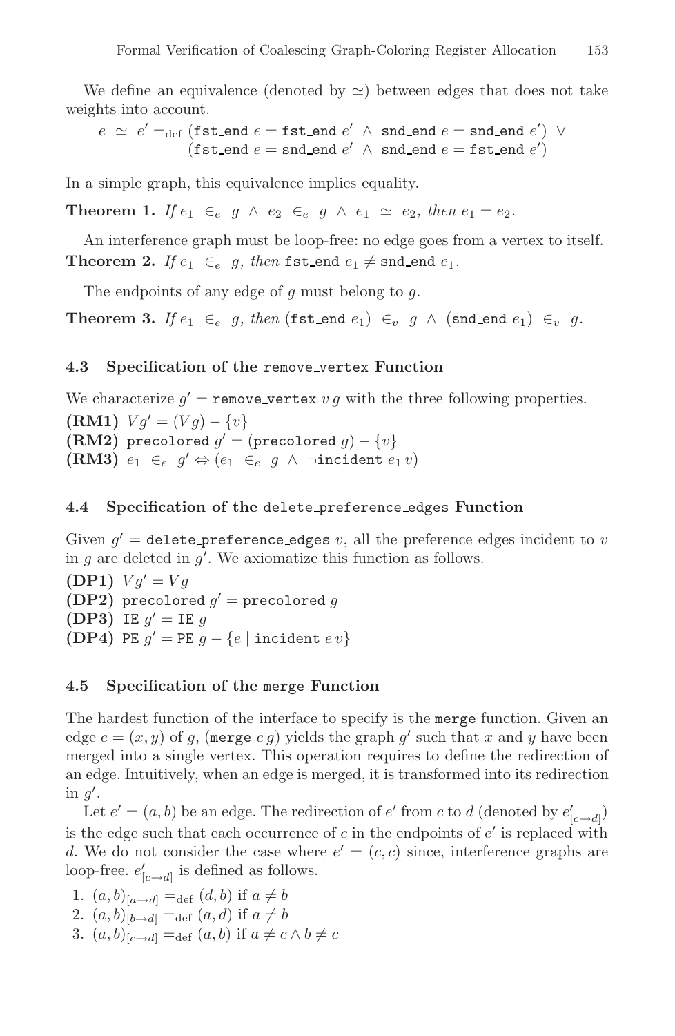We define an equivalence (denoted by $\simeq$) between edges that does not take weights into account.

$$e \simeq e' =_{\text{def}} (\texttt{fst\_end}\ e = \texttt{fst\_end}\ e' \wedge \texttt{snd\_end}\ e = \texttt{snd\_end}\ e') \vee (\texttt{fst\_end}\ e = \texttt{snd\_end}\ e' \wedge \texttt{snd\_end}\ e = \texttt{fst\_end}\ e')$$

In a simple graph, this equivalence implies equality.

**Theorem 1.** *If* $e_1 \in_e g \wedge e_2 \in_e g \wedge e_1 \simeq e_2$, *then* $e_1 = e_2$.

An interference graph must be loop-free: no edge goes from a vertex to itself.

**Theorem 2.** *If* $e_1 \in_e g$, *then* $\texttt{fst\_end}\ e_1 \neq \texttt{snd\_end}\ e_1$.

The endpoints of any edge of $g$ must belong to $g$.

**Theorem 3.** *If* $e_1 \in_e g$, *then* $(\texttt{fst\_end}\ e_1) \in_v g \wedge (\texttt{snd\_end}\ e_1) \in_v g$.

### 4.3 Specification of the `remove_vertex` Function

We characterize $g' = \texttt{remove\_vertex}\ v\, g$ with the three following properties.

**(RM1)** $V g' = (V g) - \{v\}$
**(RM2)** $\texttt{precolored}\ g' = (\texttt{precolored}\ g) - \{v\}$
**(RM3)** $e_1 \in_e g' \Leftrightarrow (e_1 \in_e g \wedge \neg\texttt{incident}\ e_1\, v)$

### 4.4 Specification of the `delete_preference_edges` Function

Given $g' = \texttt{delete\_preference\_edges}\ v$, all the preference edges incident to $v$ in $g$ are deleted in $g'$. We axiomatize this function as follows.

**(DP1)** $V g' = V g$
**(DP2)** $\texttt{precolored}\ g' = \texttt{precolored}\ g$
**(DP3)** $\texttt{IE}\ g' = \texttt{IE}\ g$
**(DP4)** $\texttt{PE}\ g' = \texttt{PE}\ g - \{e \mid \texttt{incident}\ e\, v\}$

### 4.5 Specification of the `merge` Function

The hardest function of the interface to specify is the `merge` function. Given an edge $e = (x, y)$ of $g$, $(\texttt{merge}\ e\, g)$ yields the graph $g'$ such that $x$ and $y$ have been merged into a single vertex. This operation requires to define the redirection of an edge. Intuitively, when an edge is merged, it is transformed into its redirection in $g'$.

Let $e' = (a, b)$ be an edge. The redirection of $e'$ from $c$ to $d$ (denoted by $e'_{[c \to d]}$) is the edge such that each occurrence of $c$ in the endpoints of $e'$ is replaced with $d$. We do not consider the case where $e' = (c, c)$ since, interference graphs are loop-free. $e'_{[c \to d]}$ is defined as follows.

1. $(a, b)_{[a \to d]} =_{\text{def}} (d, b)$ if $a \neq b$
2. $(a, b)_{[b \to d]} =_{\text{def}} (a, d)$ if $a \neq b$
3. $(a, b)_{[c \to d]} =_{\text{def}} (a, b)$ if $a \neq c \wedge b \neq c$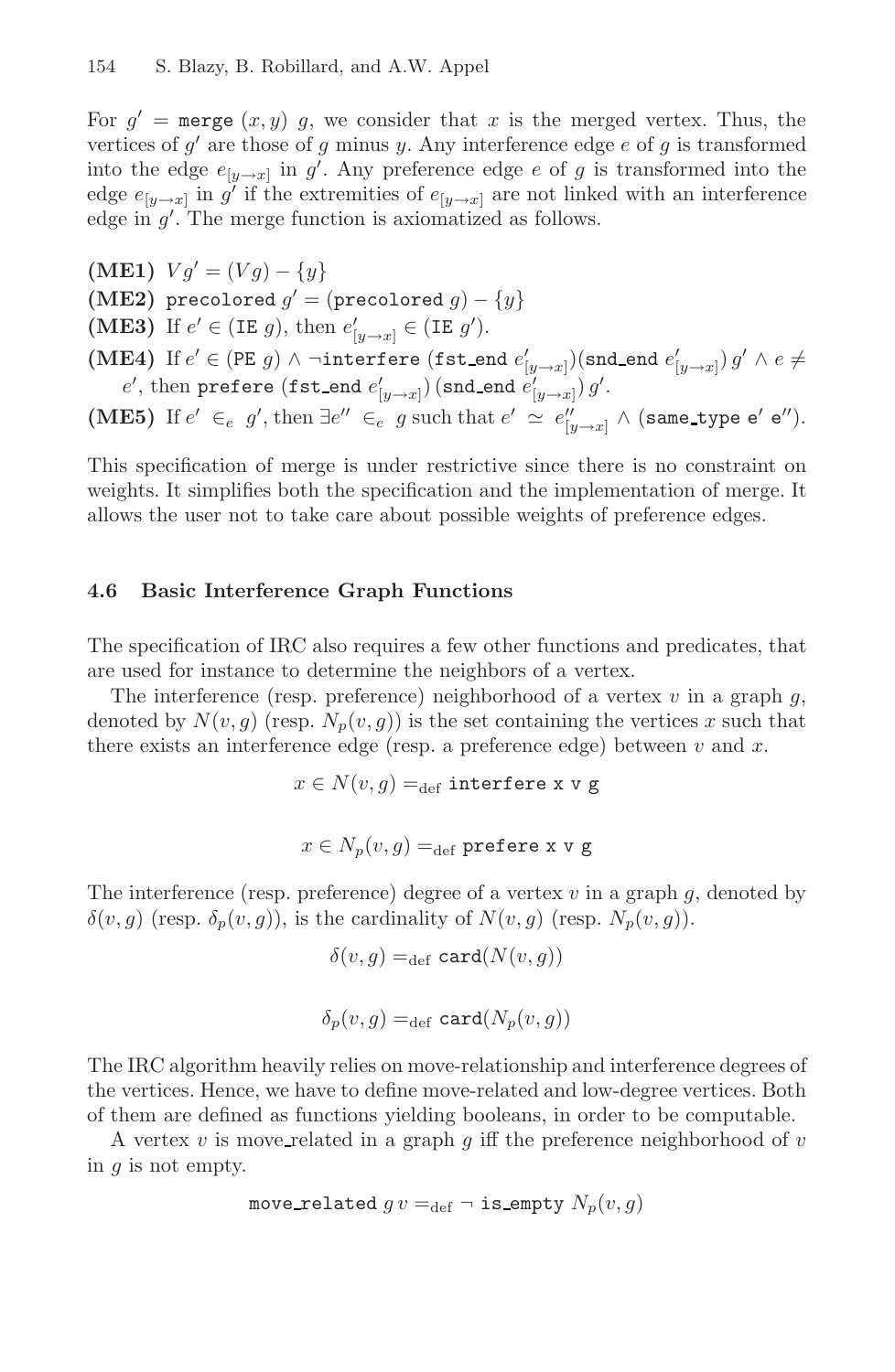For $g' = \texttt{merge}\ (x, y)\ g$, we consider that $x$ is the merged vertex. Thus, the vertices of $g'$ are those of $g$ minus $y$. Any interference edge $e$ of $g$ is transformed into the edge $e_{[y\to x]}$ in $g'$. Any preference edge $e$ of $g$ is transformed into the edge $e_{[y\to x]}$ in $g'$ if the extremities of $e_{[y\to x]}$ are not linked with an interference edge in $g'$. The merge function is axiomatized as follows.

**(ME1)** $V g' = (V g) - \{y\}$

**(ME2)** $\texttt{precolored}\ g' = (\texttt{precolored}\ g) - \{y\}$

**(ME3)** If $e' \in (\texttt{IE}\ g)$, then $e'_{[y\to x]} \in (\texttt{IE}\ g')$.

**(ME4)** If $e' \in (\texttt{PE}\ g) \wedge \neg\texttt{interfere}\ (\texttt{fst\_end}\ e'_{[y\to x]})(\texttt{snd\_end}\ e'_{[y\to x]})\ g' \wedge e \neq e'$, then $\texttt{prefere}\ (\texttt{fst\_end}\ e'_{[y\to x]})\ (\texttt{snd\_end}\ e'_{[y\to x]})\ g'$.

**(ME5)** If $e' \in_e g'$, then $\exists e'' \in_e g$ such that $e' \simeq e''_{[y\to x]} \wedge (\texttt{same\_type e' e''})$.

This specification of merge is under restrictive since there is no constraint on weights. It simplifies both the specification and the implementation of merge. It allows the user not to take care about possible weights of preference edges.

### 4.6 Basic Interference Graph Functions

The specification of IRC also requires a few other functions and predicates, that are used for instance to determine the neighbors of a vertex.

The interference (resp. preference) neighborhood of a vertex $v$ in a graph $g$, denoted by $N(v, g)$ (resp. $N_p(v, g)$) is the set containing the vertices $x$ such that there exists an interference edge (resp. a preference edge) between $v$ and $x$.

$$x \in N(v, g) =_{\text{def}} \texttt{interfere x v g}$$

$$x \in N_p(v, g) =_{\text{def}} \texttt{prefere x v g}$$

The interference (resp. preference) degree of a vertex $v$ in a graph $g$, denoted by $\delta(v, g)$ (resp. $\delta_p(v, g)$), is the cardinality of $N(v, g)$ (resp. $N_p(v, g)$).

$$\delta(v, g) =_{\text{def}} \texttt{card}(N(v, g))$$

$$\delta_p(v, g) =_{\text{def}} \texttt{card}(N_p(v, g))$$

The IRC algorithm heavily relies on move-relationship and interference degrees of the vertices. Hence, we have to define move-related and low-degree vertices. Both of them are defined as functions yielding booleans, in order to be computable.

A vertex $v$ is move_related in a graph $g$ iff the preference neighborhood of $v$ in $g$ is not empty.

$$\texttt{move\_related}\ g\, v =_{\text{def}} \neg\ \texttt{is\_empty}\ N_p(v, g)$$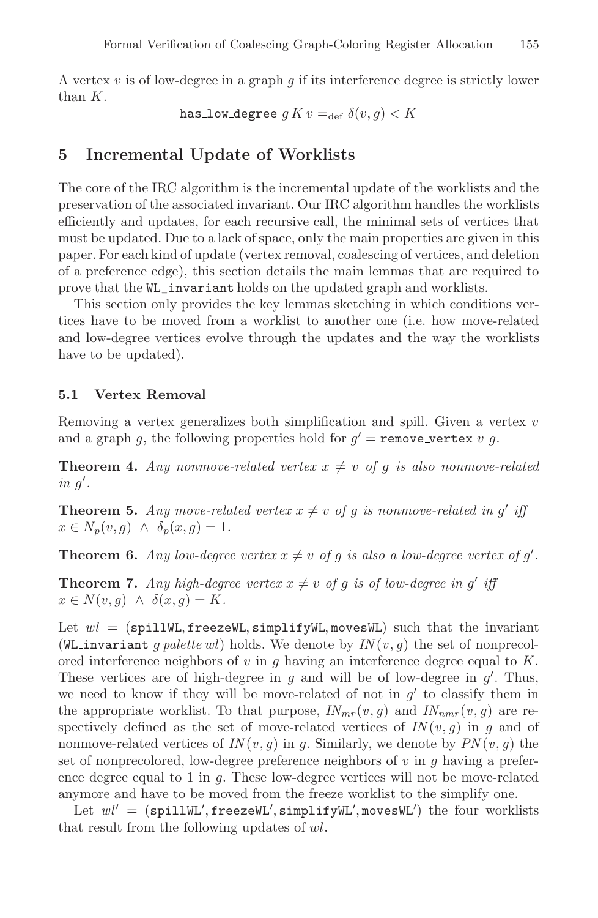A vertex $v$ is of low-degree in a graph $g$ if its interference degree is strictly lower than $K$.

$$\texttt{has\_low\_degree}\ g\ K\ v =_{\text{def}} \delta(v, g) < K$$

## 5 Incremental Update of Worklists

The core of the IRC algorithm is the incremental update of the worklists and the preservation of the associated invariant. Our IRC algorithm handles the worklists efficiently and updates, for each recursive call, the minimal sets of vertices that must be updated. Due to a lack of space, only the main properties are given in this paper. For each kind of update (vertex removal, coalescing of vertices, and deletion of a preference edge), this section details the main lemmas that are required to prove that the `WL_invariant` holds on the updated graph and worklists.

This section only provides the key lemmas sketching in which conditions vertices have to be moved from a worklist to another one (i.e. how move-related and low-degree vertices evolve through the updates and the way the worklists have to be updated).

### 5.1 Vertex Removal

Removing a vertex generalizes both simplification and spill. Given a vertex $v$ and a graph $g$, the following properties hold for $g' = \texttt{remove\_vertex}\ v\ g$.

**Theorem 4.** *Any nonmove-related vertex $x \neq v$ of $g$ is also nonmove-related in $g'$.*

**Theorem 5.** *Any move-related vertex $x \neq v$ of $g$ is nonmove-related in $g'$ iff $x \in N_p(v, g) \ \wedge\ \delta_p(x, g) = 1$.*

**Theorem 6.** *Any low-degree vertex $x \neq v$ of $g$ is also a low-degree vertex of $g'$.*

**Theorem 7.** *Any high-degree vertex $x \neq v$ of $g$ is of low-degree in $g'$ iff $x \in N(v, g) \ \wedge\ \delta(x, g) = K$.*

Let $wl = (\texttt{spillWL}, \texttt{freezeWL}, \texttt{simplifyWL}, \texttt{movesWL})$ such that the invariant ($\texttt{WL\_invariant}\ g\ palette\ wl$) holds. We denote by $IN(v, g)$ the set of nonprecolored interference neighbors of $v$ in $g$ having an interference degree equal to $K$. These vertices are of high-degree in $g$ and will be of low-degree in $g'$. Thus, we need to know if they will be move-related of not in $g'$ to classify them in the appropriate worklist. To that purpose, $IN_{mr}(v, g)$ and $IN_{nmr}(v, g)$ are respectively defined as the set of move-related vertices of $IN(v, g)$ in $g$ and of nonmove-related vertices of $IN(v, g)$ in $g$. Similarly, we denote by $PN(v, g)$ the set of nonprecolored, low-degree preference neighbors of $v$ in $g$ having a preference degree equal to 1 in $g$. These low-degree vertices will not be move-related anymore and have to be moved from the freeze worklist to the simplify one.

Let $wl' = (\texttt{spillWL}', \texttt{freezeWL}', \texttt{simplifyWL}', \texttt{movesWL}')$ the four worklists that result from the following updates of $wl$.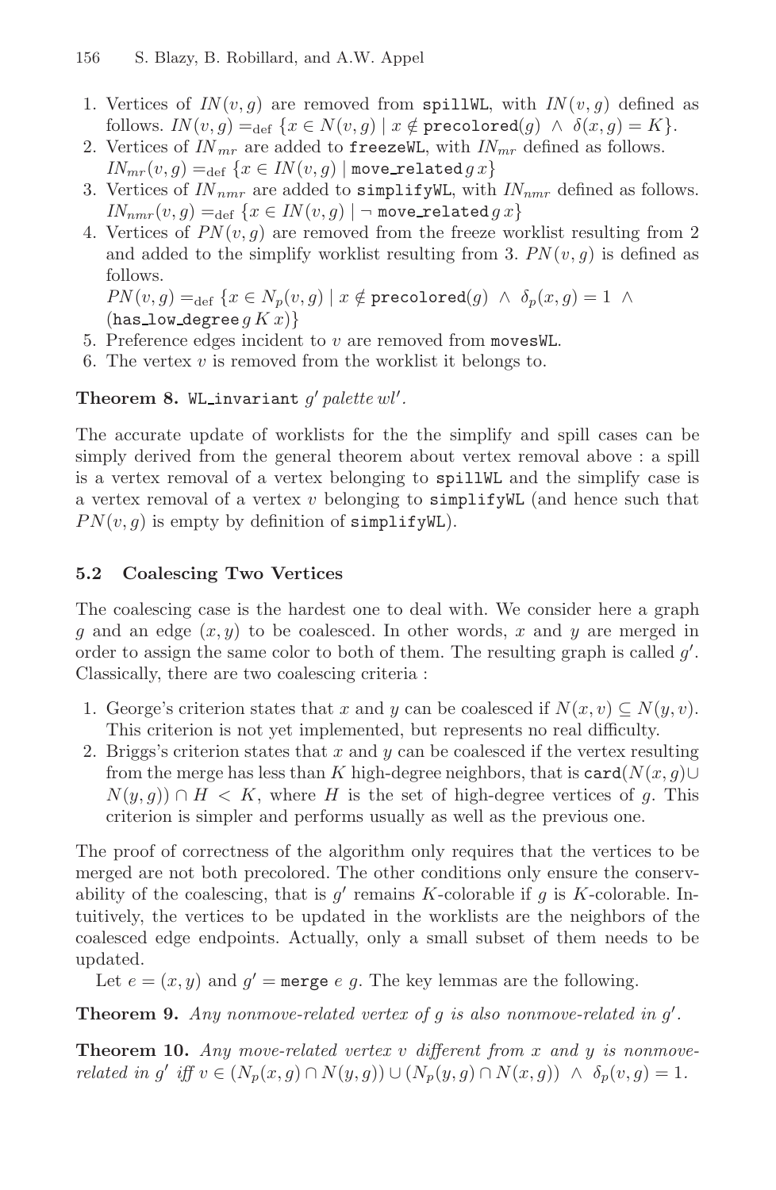1. Vertices of $IN(v, g)$ are removed from `spillWL`, with $IN(v, g)$ defined as follows. $IN(v, g) =_{\text{def}} \{x \in N(v, g) \mid x \notin \texttt{precolored}(g) \ \wedge \ \delta(x, g) = K\}$.
2. Vertices of $IN_{mr}$ are added to `freezeWL`, with $IN_{mr}$ defined as follows. $IN_{mr}(v, g) =_{\text{def}} \{x \in IN(v, g) \mid \texttt{move\_related}\, g\, x\}$
3. Vertices of $IN_{nmr}$ are added to `simplifyWL`, with $IN_{nmr}$ defined as follows. $IN_{nmr}(v, g) =_{\text{def}} \{x \in IN(v, g) \mid \neg\ \texttt{move\_related}\, g\, x\}$
4. Vertices of $PN(v, g)$ are removed from the freeze worklist resulting from 2 and added to the simplify worklist resulting from 3. $PN(v, g)$ is defined as follows.
   $PN(v, g) =_{\text{def}} \{x \in N_p(v, g) \mid x \notin \texttt{precolored}(g) \ \wedge \ \delta_p(x, g) = 1 \ \wedge$ $(\texttt{has\_low\_degree}\, g\, K\, x)\}$
5. Preference edges incident to $v$ are removed from `movesWL`.
6. The vertex $v$ is removed from the worklist it belongs to.

**Theorem 8.** `WL_invariant` $g'$ *palette* $wl'$.

The accurate update of worklists for the the simplify and spill cases can be simply derived from the general theorem about vertex removal above : a spill is a vertex removal of a vertex belonging to `spillWL` and the simplify case is a vertex removal of a vertex $v$ belonging to `simplifyWL` (and hence such that $PN(v, g)$ is empty by definition of `simplifyWL`).

### 5.2 Coalescing Two Vertices

The coalescing case is the hardest one to deal with. We consider here a graph $g$ and an edge $(x, y)$ to be coalesced. In other words, $x$ and $y$ are merged in order to assign the same color to both of them. The resulting graph is called $g'$. Classically, there are two coalescing criteria :

1. George's criterion states that $x$ and $y$ can be coalesced if $N(x, v) \subseteq N(y, v)$. This criterion is not yet implemented, but represents no real difficulty.
2. Briggs's criterion states that $x$ and $y$ can be coalesced if the vertex resulting from the merge has less than $K$ high-degree neighbors, that is $\texttt{card}(N(x, g) \cup N(y, g)) \cap H < K$, where $H$ is the set of high-degree vertices of $g$. This criterion is simpler and performs usually as well as the previous one.

The proof of correctness of the algorithm only requires that the vertices to be merged are not both precolored. The other conditions only ensure the conservability of the coalescing, that is $g'$ remains $K$-colorable if $g$ is $K$-colorable. Intuitively, the vertices to be updated in the worklists are the neighbors of the coalesced edge endpoints. Actually, only a small subset of them needs to be updated.

Let $e = (x, y)$ and $g' = \texttt{merge}\ e\ g$. The key lemmas are the following.

**Theorem 9.** *Any nonmove-related vertex of $g$ is also nonmove-related in $g'$.*

**Theorem 10.** *Any move-related vertex $v$ different from $x$ and $y$ is nonmove-related in $g'$ iff $v \in (N_p(x, g) \cap N(y, g)) \cup (N_p(y, g) \cap N(x, g)) \ \wedge \ \delta_p(v, g) = 1$.*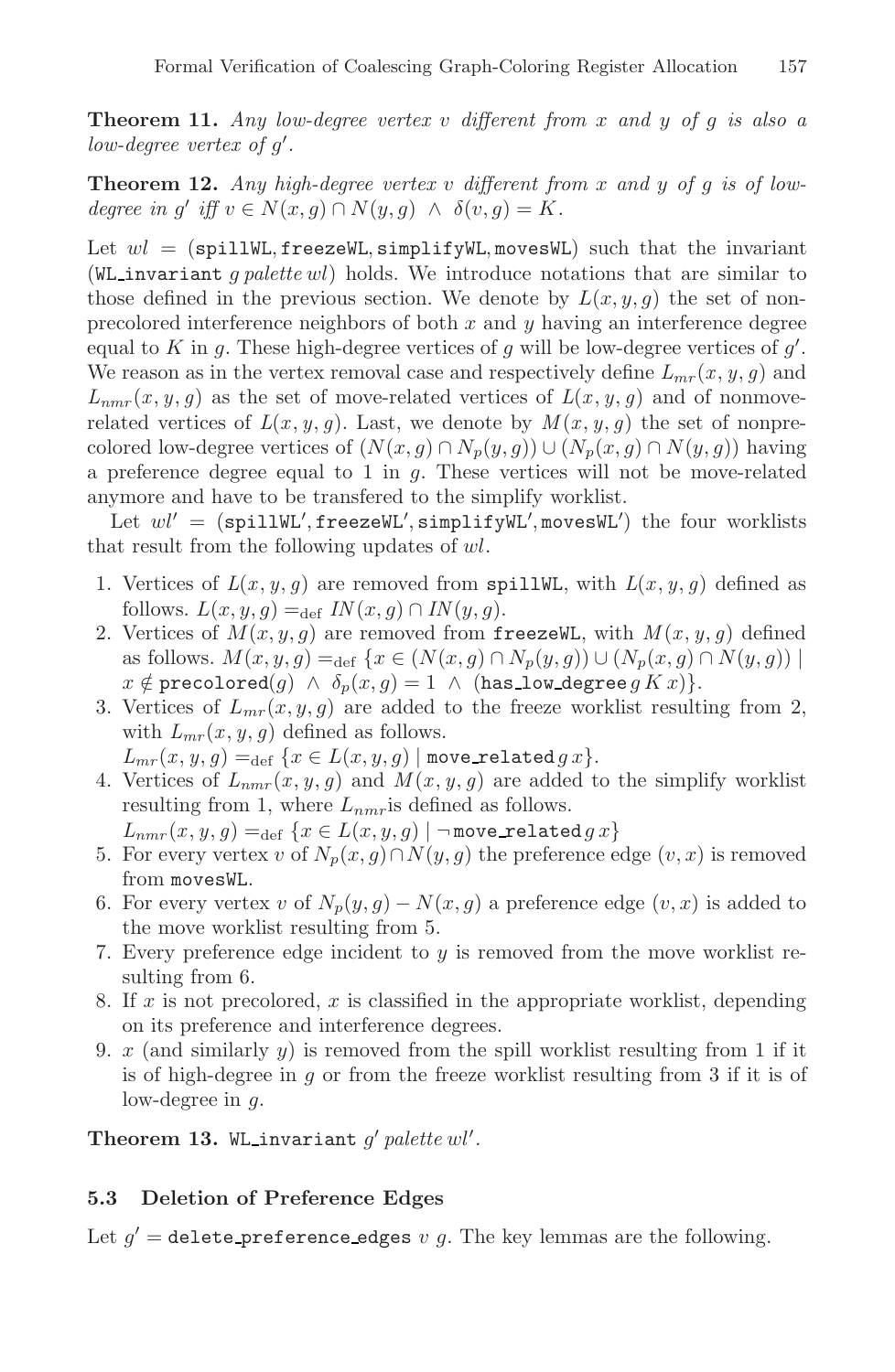**Theorem 11.** *Any low-degree vertex $v$ different from $x$ and $y$ of $g$ is also a low-degree vertex of $g'$.*

**Theorem 12.** *Any high-degree vertex $v$ different from $x$ and $y$ of $g$ is of low-degree in $g'$ iff $v \in N(x,g) \cap N(y,g) \ \wedge \ \delta(v,g) = K$.*

Let $wl$ = (`spillWL`, `freezeWL`, `simplifyWL`, `movesWL`) such that the invariant (`WL_invariant` $g$ *palette* $wl$) holds. We introduce notations that are similar to those defined in the previous section. We denote by $L(x,y,g)$ the set of non-precolored interference neighbors of both $x$ and $y$ having an interference degree equal to $K$ in $g$. These high-degree vertices of $g$ will be low-degree vertices of $g'$. We reason as in the vertex removal case and respectively define $L_{mr}(x,y,g)$ and $L_{nmr}(x,y,g)$ as the set of move-related vertices of $L(x,y,g)$ and of nonmove-related vertices of $L(x,y,g)$. Last, we denote by $M(x,y,g)$ the set of nonprecolored low-degree vertices of $(N(x,g) \cap N_p(y,g)) \cup (N_p(x,g) \cap N(y,g))$ having a preference degree equal to 1 in $g$. These vertices will not be move-related anymore and have to be transfered to the simplify worklist.

Let $wl'$ = (`spillWL'`, `freezeWL'`, `simplifyWL'`, `movesWL'`) the four worklists that result from the following updates of $wl$.

1. Vertices of $L(x,y,g)$ are removed from `spillWL`, with $L(x,y,g)$ defined as follows. $L(x,y,g) =_{\text{def}} IN(x,g) \cap IN(y,g)$.
2. Vertices of $M(x,y,g)$ are removed from `freezeWL`, with $M(x,y,g)$ defined as follows. $M(x,y,g) =_{\text{def}} \{x \in (N(x,g) \cap N_p(y,g)) \cup (N_p(x,g) \cap N(y,g)) \mid x \notin \texttt{precolored}(g) \ \wedge \ \delta_p(x,g) = 1 \ \wedge \ (\texttt{has\_low\_degree}\, g\, K\, x)\}$.
3. Vertices of $L_{mr}(x,y,g)$ are added to the freeze worklist resulting from 2, with $L_{mr}(x,y,g)$ defined as follows.
   $L_{mr}(x,y,g) =_{\text{def}} \{x \in L(x,y,g) \mid \texttt{move\_related}\, g\, x\}$.
4. Vertices of $L_{nmr}(x,y,g)$ and $M(x,y,g)$ are added to the simplify worklist resulting from 1, where $L_{nmr}$is defined as follows.
   $L_{nmr}(x,y,g) =_{\text{def}} \{x \in L(x,y,g) \mid \neg\, \texttt{move\_related}\, g\, x\}$
5. For every vertex $v$ of $N_p(x,g) \cap N(y,g)$ the preference edge $(v,x)$ is removed from `movesWL`.
6. For every vertex $v$ of $N_p(y,g) - N(x,g)$ a preference edge $(v,x)$ is added to the move worklist resulting from 5.
7. Every preference edge incident to $y$ is removed from the move worklist resulting from 6.
8. If $x$ is not precolored, $x$ is classified in the appropriate worklist, depending on its preference and interference degrees.
9. $x$ (and similarly $y$) is removed from the spill worklist resulting from 1 if it is of high-degree in $g$ or from the freeze worklist resulting from 3 if it is of low-degree in $g$.

**Theorem 13.** `WL_invariant` $g'$ *palette* $wl'$.

### 5.3 Deletion of Preference Edges

Let $g'$ = `delete_preference_edges` $v$ $g$. The key lemmas are the following.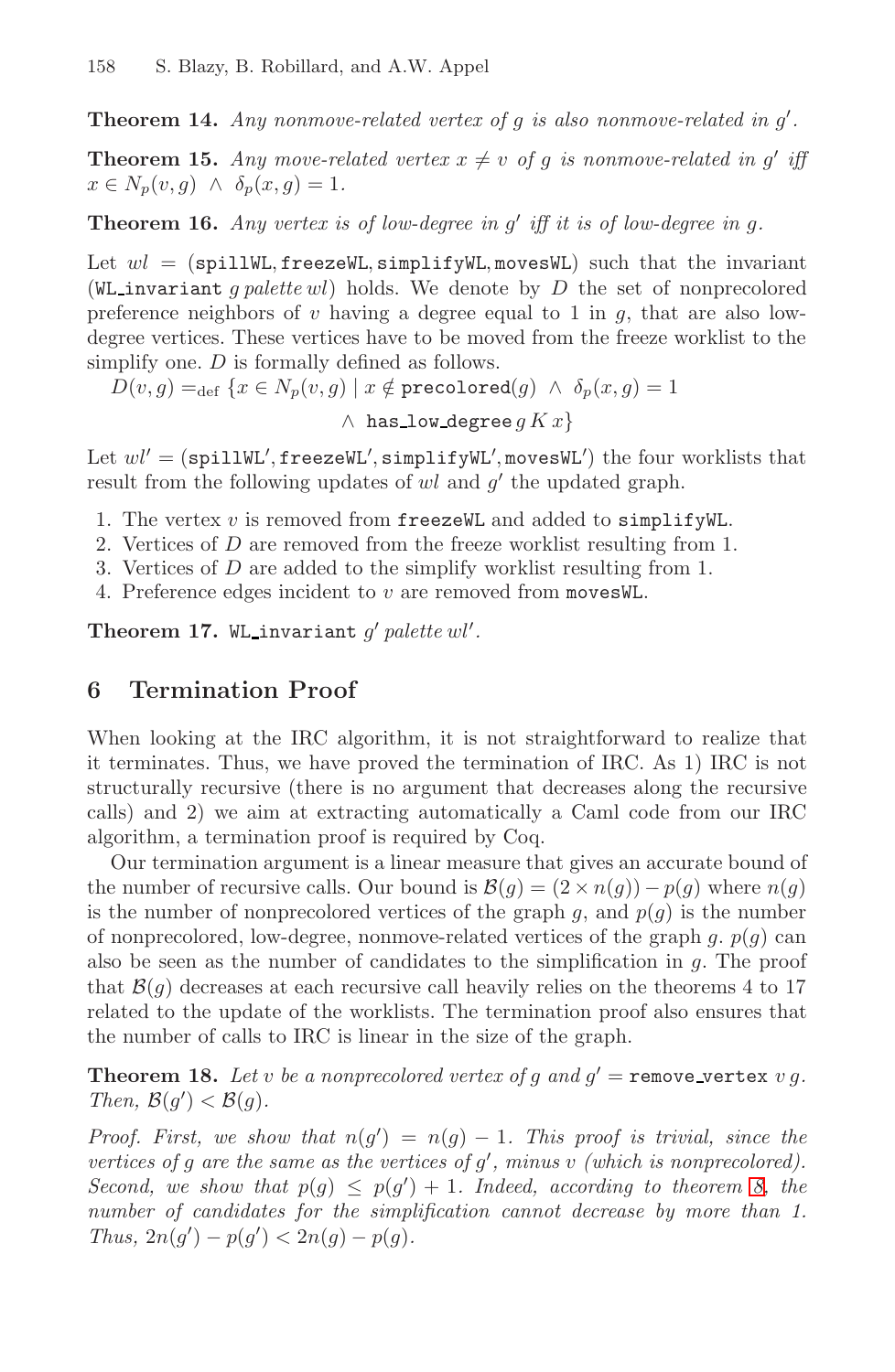**Theorem 14.** *Any nonmove-related vertex of $g$ is also nonmove-related in $g'$.*

**Theorem 15.** *Any move-related vertex $x \neq v$ of $g$ is nonmove-related in $g'$ iff $x \in N_p(v, g) \ \wedge \ \delta_p(x, g) = 1$.*

**Theorem 16.** *Any vertex is of low-degree in $g'$ iff it is of low-degree in $g$.*

Let $wl$ = (spillWL, freezeWL, simplifyWL, movesWL) such that the invariant (WL_invariant $g$ *palette* $wl$) holds. We denote by $D$ the set of nonprecolored preference neighbors of $v$ having a degree equal to 1 in $g$, that are also low-degree vertices. These vertices have to be moved from the freeze worklist to the simplify one. $D$ is formally defined as follows.

$$D(v, g) =_{\text{def}} \{x \in N_p(v, g) \mid x \notin \texttt{precolored}(g) \ \wedge \ \delta_p(x, g) = 1 \ \wedge \ \texttt{has\_low\_degree} \, g \, K \, x\}$$

Let $wl'$ = (spillWL$'$, freezeWL$'$, simplifyWL$'$, movesWL$'$) the four worklists that result from the following updates of $wl$ and $g'$ the updated graph.

1. The vertex $v$ is removed from freezeWL and added to simplifyWL.
2. Vertices of $D$ are removed from the freeze worklist resulting from 1.
3. Vertices of $D$ are added to the simplify worklist resulting from 1.
4. Preference edges incident to $v$ are removed from movesWL.

**Theorem 17.** WL_invariant $g'$ *palette* $wl'$.

## 6 Termination Proof

When looking at the IRC algorithm, it is not straightforward to realize that it terminates. Thus, we have proved the termination of IRC. As 1) IRC is not structurally recursive (there is no argument that decreases along the recursive calls) and 2) we aim at extracting automatically a Caml code from our IRC algorithm, a termination proof is required by Coq.

Our termination argument is a linear measure that gives an accurate bound of the number of recursive calls. Our bound is $\mathcal{B}(g) = (2 \times n(g)) - p(g)$ where $n(g)$ is the number of nonprecolored vertices of the graph $g$, and $p(g)$ is the number of nonprecolored, low-degree, nonmove-related vertices of the graph $g$. $p(g)$ can also be seen as the number of candidates to the simplification in $g$. The proof that $\mathcal{B}(g)$ decreases at each recursive call heavily relies on the theorems 4 to 17 related to the update of the worklists. The termination proof also ensures that the number of calls to IRC is linear in the size of the graph.

**Theorem 18.** *Let $v$ be a nonprecolored vertex of $g$ and $g'$ =* remove_vertex $v \, g$. *Then, $\mathcal{B}(g') < \mathcal{B}(g)$.*

*Proof.* *First, we show that $n(g') = n(g) - 1$. This proof is trivial, since the vertices of $g$ are the same as the vertices of $g'$, minus $v$ (which is nonprecolored). Second, we show that $p(g) \leq p(g') + 1$. Indeed, according to theorem 8, the number of candidates for the simplification cannot decrease by more than 1. Thus, $2n(g') - p(g') < 2n(g) - p(g)$.*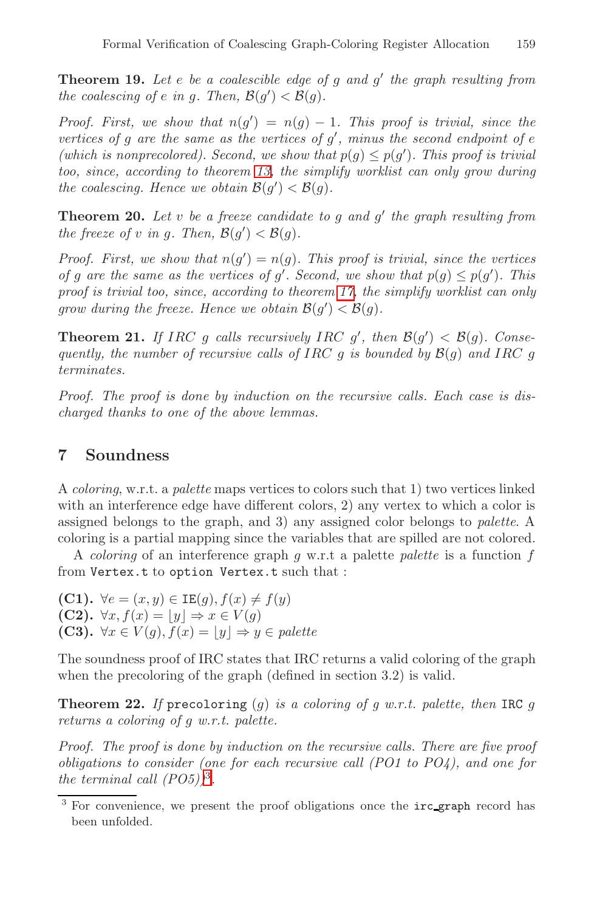**Theorem 19.** *Let $e$ be a coalescible edge of $g$ and $g'$ the graph resulting from the coalescing of $e$ in $g$. Then, $\mathcal{B}(g') < \mathcal{B}(g)$.*

*Proof.* First, we show that $n(g') = n(g) - 1$. This proof is trivial, since the vertices of $g$ are the same as the vertices of $g'$, minus the second endpoint of $e$ (which is nonprecolored). Second, we show that $p(g) \leq p(g')$. This proof is trivial too, since, according to theorem 13, the simplify worklist can only grow during the coalescing. Hence we obtain $\mathcal{B}(g') < \mathcal{B}(g)$.

**Theorem 20.** *Let $v$ be a freeze candidate to $g$ and $g'$ the graph resulting from the freeze of $v$ in $g$. Then, $\mathcal{B}(g') < \mathcal{B}(g)$.*

*Proof.* First, we show that $n(g') = n(g)$. This proof is trivial, since the vertices of $g$ are the same as the vertices of $g'$. Second, we show that $p(g) \leq p(g')$. This proof is trivial too, since, according to theorem 17, the simplify worklist can only grow during the freeze. Hence we obtain $\mathcal{B}(g') < \mathcal{B}(g)$.

**Theorem 21.** *If $IRC\ g$ calls recursively $IRC\ g'$, then $\mathcal{B}(g') < \mathcal{B}(g)$. Consequently, the number of recursive calls of $IRC\ g$ is bounded by $\mathcal{B}(g)$ and $IRC\ g$ terminates.*

*Proof.* The proof is done by induction on the recursive calls. Each case is discharged thanks to one of the above lemmas.

## 7 Soundness

A *coloring*, w.r.t. a *palette* maps vertices to colors such that 1) two vertices linked with an interference edge have different colors, 2) any vertex to which a color is assigned belongs to the graph, and 3) any assigned color belongs to *palette*. A coloring is a partial mapping since the variables that are spilled are not colored.

A *coloring* of an interference graph $g$ w.r.t a palette *palette* is a function $f$ from `Vertex.t` to `option Vertex.t` such that :

**(C1).** $\forall e = (x, y) \in \mathtt{IE}(g), f(x) \neq f(y)$
**(C2).** $\forall x, f(x) = \lfloor y \rfloor \Rightarrow x \in V(g)$
**(C3).** $\forall x \in V(g), f(x) = \lfloor y \rfloor \Rightarrow y \in \mathit{palette}$

The soundness proof of IRC states that IRC returns a valid coloring of the graph when the precoloring of the graph (defined in section 3.2) is valid.

**Theorem 22.** *If* `precoloring` $(g)$ *is a coloring of $g$ w.r.t. palette, then* `IRC` $g$ *returns a coloring of $g$ w.r.t. palette.*

*Proof.* The proof is done by induction on the recursive calls. There are five proof obligations to consider (one for each recursive call (PO1 to PO4), and one for the terminal call (PO5))[3].

[3] For convenience, we present the proof obligations once the `irc_graph` record has been unfolded.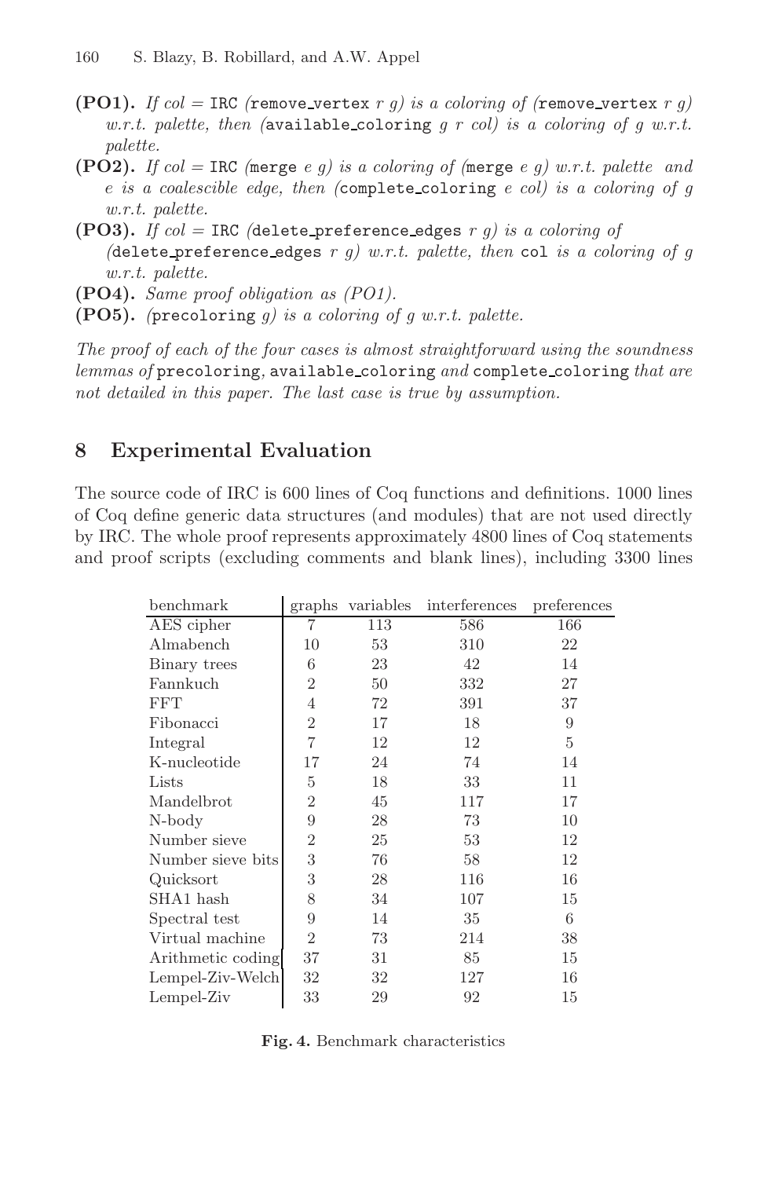**(PO1).** *If col =* `IRC` *(*`remove_vertex` *r g) is a coloring of (*`remove_vertex` *r g) w.r.t. palette, then (*`available_coloring` *g r col) is a coloring of g w.r.t. palette.*

**(PO2).** *If col =* `IRC` *(*`merge` *e g) is a coloring of (*`merge` *e g) w.r.t. palette and e is a coalescible edge, then (*`complete_coloring` *e col) is a coloring of g w.r.t. palette.*

**(PO3).** *If col =* `IRC` *(*`delete_preference_edges` *r g) is a coloring of (*`delete_preference_edges` *r g) w.r.t. palette, then* `col` *is a coloring of g w.r.t. palette.*

**(PO4).** *Same proof obligation as (PO1).*

**(PO5).** *(*`precoloring` *g) is a coloring of g w.r.t. palette.*

*The proof of each of the four cases is almost straightforward using the soundness lemmas of* `precoloring`*,* `available_coloring` *and* `complete_coloring` *that are not detailed in this paper. The last case is true by assumption.*

## 8 Experimental Evaluation

The source code of IRC is 600 lines of Coq functions and definitions. 1000 lines of Coq define generic data structures (and modules) that are not used directly by IRC. The whole proof represents approximately 4800 lines of Coq statements and proof scripts (excluding comments and blank lines), including 3300 lines

| benchmark | graphs | variables | interferences | preferences |
|---|---|---|---|---|
| AES cipher | 7 | 113 | 586 | 166 |
| Almabench | 10 | 53 | 310 | 22 |
| Binary trees | 6 | 23 | 42 | 14 |
| Fannkuch | 2 | 50 | 332 | 27 |
| FFT | 4 | 72 | 391 | 37 |
| Fibonacci | 2 | 17 | 18 | 9 |
| Integral | 7 | 12 | 12 | 5 |
| K-nucleotide | 17 | 24 | 74 | 14 |
| Lists | 5 | 18 | 33 | 11 |
| Mandelbrot | 2 | 45 | 117 | 17 |
| N-body | 9 | 28 | 73 | 10 |
| Number sieve | 2 | 25 | 53 | 12 |
| Number sieve bits | 3 | 76 | 58 | 12 |
| Quicksort | 3 | 28 | 116 | 16 |
| SHA1 hash | 8 | 34 | 107 | 15 |
| Spectral test | 9 | 14 | 35 | 6 |
| Virtual machine | 2 | 73 | 214 | 38 |
| Arithmetic coding | 37 | 31 | 85 | 15 |
| Lempel-Ziv-Welch | 32 | 32 | 127 | 16 |
| Lempel-Ziv | 33 | 29 | 92 | 15 |

**Fig. 4.** Benchmark characteristics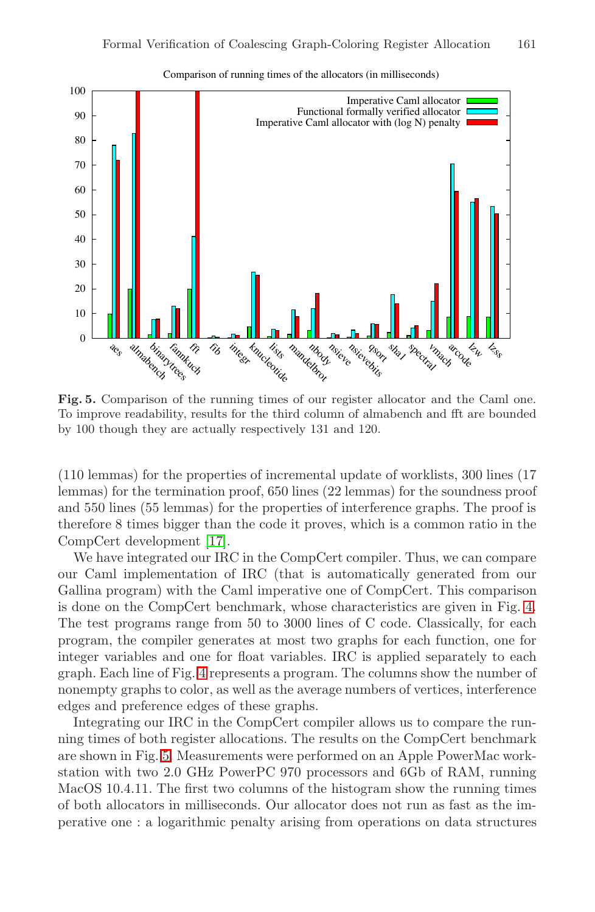**Fig. 5.** Comparison of the running times of our register allocator and the Caml one. To improve readability, results for the third column of almabench and fft are bounded by 100 though they are actually respectively 131 and 120.

(110 lemmas) for the properties of incremental update of worklists, 300 lines (17 lemmas) for the termination proof, 650 lines (22 lemmas) for the soundness proof and 550 lines (55 lemmas) for the properties of interference graphs. The proof is therefore 8 times bigger than the code it proves, which is a common ratio in the CompCert development [17].

We have integrated our IRC in the CompCert compiler. Thus, we can compare our Caml implementation of IRC (that is automatically generated from our Gallina program) with the Caml imperative one of CompCert. This comparison is done on the CompCert benchmark, whose characteristics are given in Fig. 4. The test programs range from 50 to 3000 lines of C code. Classically, for each program, the compiler generates at most two graphs for each function, one for integer variables and one for float variables. IRC is applied separately to each graph. Each line of Fig. 4 represents a program. The columns show the number of nonempty graphs to color, as well as the average numbers of vertices, interference edges and preference edges of these graphs.

Integrating our IRC in the CompCert compiler allows us to compare the running times of both register allocations. The results on the CompCert benchmark are shown in Fig. 5. Measurements were performed on an Apple PowerMac workstation with two 2.0 GHz PowerPC 970 processors and 6Gb of RAM, running MacOS 10.4.11. The first two columns of the histogram show the running times of both allocators in milliseconds. Our allocator does not run as fast as the imperative one : a logarithmic penalty arising from operations on data structures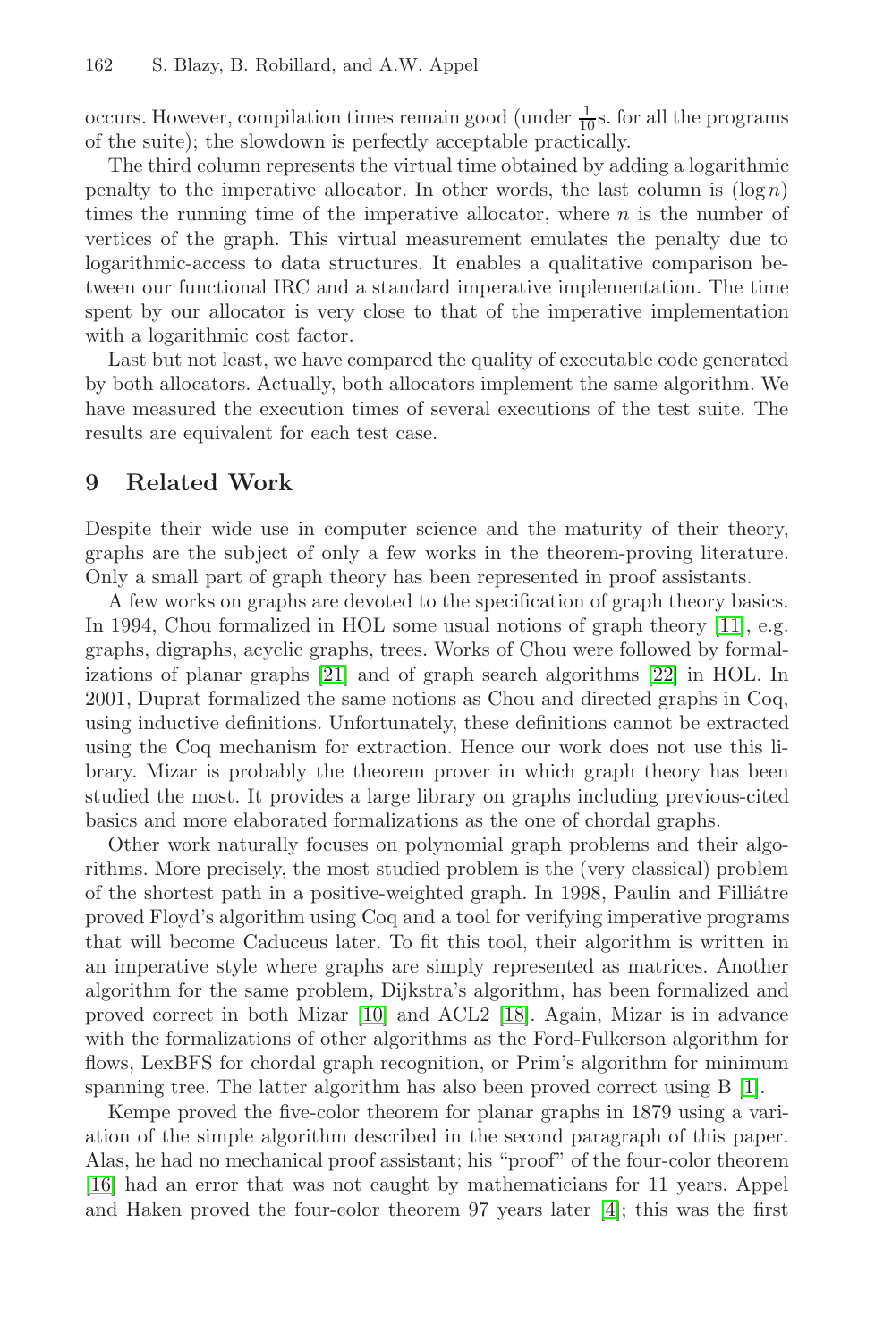occurs. However, compilation times remain good (under $\frac{1}{10}$s. for all the programs of the suite); the slowdown is perfectly acceptable practically.

The third column represents the virtual time obtained by adding a logarithmic penalty to the imperative allocator. In other words, the last column is $(\log n)$ times the running time of the imperative allocator, where $n$ is the number of vertices of the graph. This virtual measurement emulates the penalty due to logarithmic-access to data structures. It enables a qualitative comparison between our functional IRC and a standard imperative implementation. The time spent by our allocator is very close to that of the imperative implementation with a logarithmic cost factor.

Last but not least, we have compared the quality of executable code generated by both allocators. Actually, both allocators implement the same algorithm. We have measured the execution times of several executions of the test suite. The results are equivalent for each test case.

## 9 Related Work

Despite their wide use in computer science and the maturity of their theory, graphs are the subject of only a few works in the theorem-proving literature. Only a small part of graph theory has been represented in proof assistants.

A few works on graphs are devoted to the specification of graph theory basics. In 1994, Chou formalized in HOL some usual notions of graph theory [11], e.g. graphs, digraphs, acyclic graphs, trees. Works of Chou were followed by formalizations of planar graphs [21] and of graph search algorithms [22] in HOL. In 2001, Duprat formalized the same notions as Chou and directed graphs in Coq, using inductive definitions. Unfortunately, these definitions cannot be extracted using the Coq mechanism for extraction. Hence our work does not use this library. Mizar is probably the theorem prover in which graph theory has been studied the most. It provides a large library on graphs including previous-cited basics and more elaborated formalizations as the one of chordal graphs.

Other work naturally focuses on polynomial graph problems and their algorithms. More precisely, the most studied problem is the (very classical) problem of the shortest path in a positive-weighted graph. In 1998, Paulin and Filliâtre proved Floyd's algorithm using Coq and a tool for verifying imperative programs that will become Caduceus later. To fit this tool, their algorithm is written in an imperative style where graphs are simply represented as matrices. Another algorithm for the same problem, Dijkstra's algorithm, has been formalized and proved correct in both Mizar [10] and ACL2 [18]. Again, Mizar is in advance with the formalizations of other algorithms as the Ford-Fulkerson algorithm for flows, LexBFS for chordal graph recognition, or Prim's algorithm for minimum spanning tree. The latter algorithm has also been proved correct using B [1].

Kempe proved the five-color theorem for planar graphs in 1879 using a variation of the simple algorithm described in the second paragraph of this paper. Alas, he had no mechanical proof assistant; his "proof" of the four-color theorem [16] had an error that was not caught by mathematicians for 11 years. Appel and Haken proved the four-color theorem 97 years later [4]; this was the first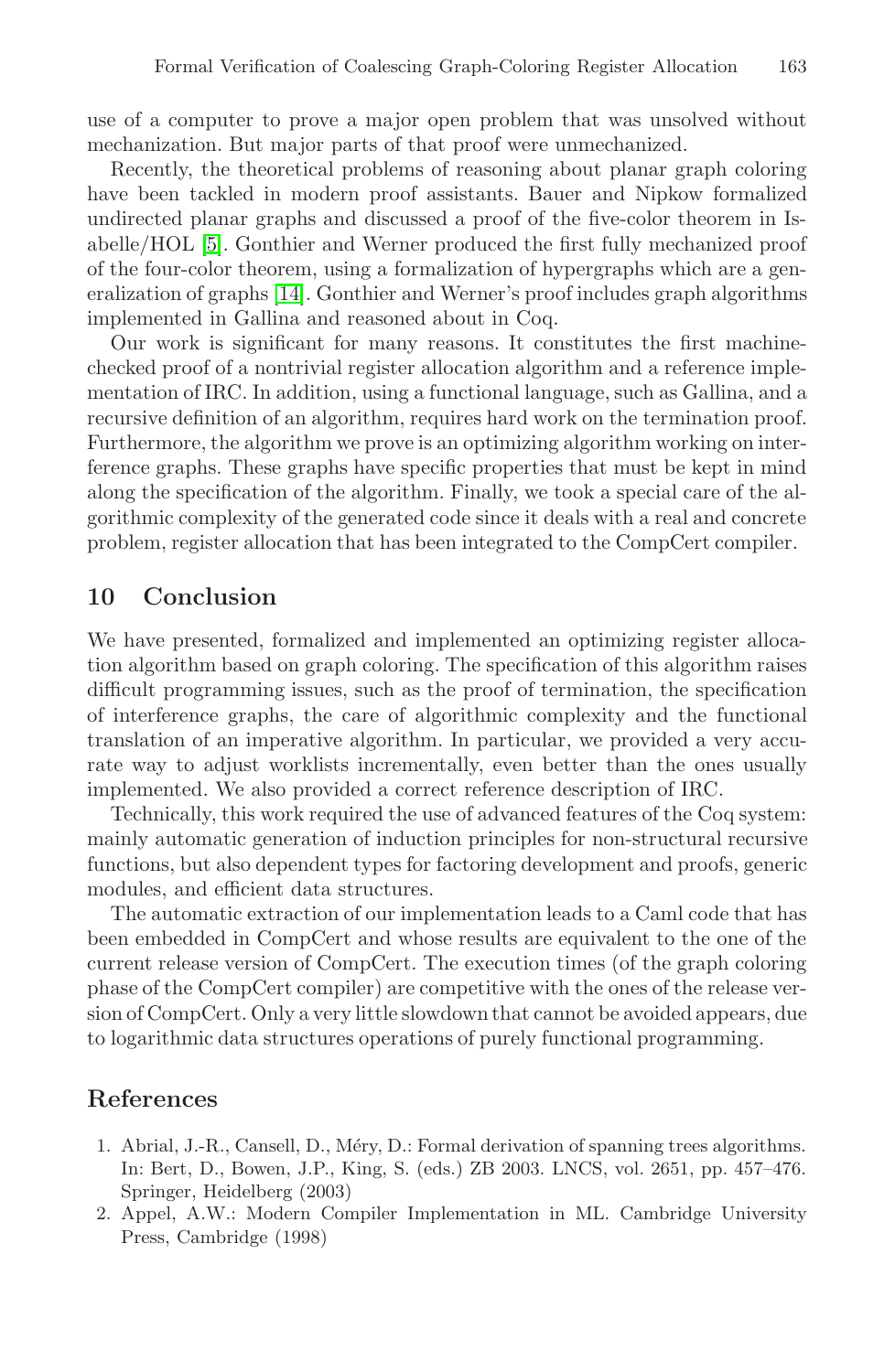use of a computer to prove a major open problem that was unsolved without mechanization. But major parts of that proof were unmechanized.

Recently, the theoretical problems of reasoning about planar graph coloring have been tackled in modern proof assistants. Bauer and Nipkow formalized undirected planar graphs and discussed a proof of the five-color theorem in Isabelle/HOL [5]. Gonthier and Werner produced the first fully mechanized proof of the four-color theorem, using a formalization of hypergraphs which are a generalization of graphs [14]. Gonthier and Werner's proof includes graph algorithms implemented in Gallina and reasoned about in Coq.

Our work is significant for many reasons. It constitutes the first machine-checked proof of a nontrivial register allocation algorithm and a reference implementation of IRC. In addition, using a functional language, such as Gallina, and a recursive definition of an algorithm, requires hard work on the termination proof. Furthermore, the algorithm we prove is an optimizing algorithm working on interference graphs. These graphs have specific properties that must be kept in mind along the specification of the algorithm. Finally, we took a special care of the algorithmic complexity of the generated code since it deals with a real and concrete problem, register allocation that has been integrated to the CompCert compiler.

## 10 Conclusion

We have presented, formalized and implemented an optimizing register allocation algorithm based on graph coloring. The specification of this algorithm raises difficult programming issues, such as the proof of termination, the specification of interference graphs, the care of algorithmic complexity and the functional translation of an imperative algorithm. In particular, we provided a very accurate way to adjust worklists incrementally, even better than the ones usually implemented. We also provided a correct reference description of IRC.

Technically, this work required the use of advanced features of the Coq system: mainly automatic generation of induction principles for non-structural recursive functions, but also dependent types for factoring development and proofs, generic modules, and efficient data structures.

The automatic extraction of our implementation leads to a Caml code that has been embedded in CompCert and whose results are equivalent to the one of the current release version of CompCert. The execution times (of the graph coloring phase of the CompCert compiler) are competitive with the ones of the release version of CompCert. Only a very little slowdown that cannot be avoided appears, due to logarithmic data structures operations of purely functional programming.

## References

1. Abrial, J.-R., Cansell, D., Méry, D.: Formal derivation of spanning trees algorithms. In: Bert, D., Bowen, J.P., King, S. (eds.) ZB 2003. LNCS, vol. 2651, pp. 457–476. Springer, Heidelberg (2003)
2. Appel, A.W.: Modern Compiler Implementation in ML. Cambridge University Press, Cambridge (1998)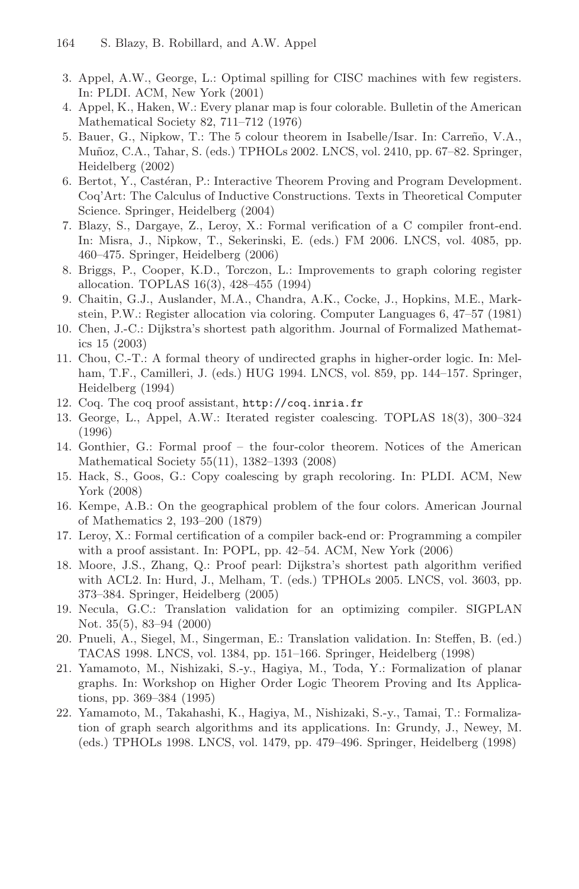3. Appel, A.W., George, L.: Optimal spilling for CISC machines with few registers. In: PLDI. ACM, New York (2001)
4. Appel, K., Haken, W.: Every planar map is four colorable. Bulletin of the American Mathematical Society 82, 711–712 (1976)
5. Bauer, G., Nipkow, T.: The 5 colour theorem in Isabelle/Isar. In: Carreño, V.A., Muñoz, C.A., Tahar, S. (eds.) TPHOLs 2002. LNCS, vol. 2410, pp. 67–82. Springer, Heidelberg (2002)
6. Bertot, Y., Castéran, P.: Interactive Theorem Proving and Program Development. Coq'Art: The Calculus of Inductive Constructions. Texts in Theoretical Computer Science. Springer, Heidelberg (2004)
7. Blazy, S., Dargaye, Z., Leroy, X.: Formal verification of a C compiler front-end. In: Misra, J., Nipkow, T., Sekerinski, E. (eds.) FM 2006. LNCS, vol. 4085, pp. 460–475. Springer, Heidelberg (2006)
8. Briggs, P., Cooper, K.D., Torczon, L.: Improvements to graph coloring register allocation. TOPLAS 16(3), 428–455 (1994)
9. Chaitin, G.J., Auslander, M.A., Chandra, A.K., Cocke, J., Hopkins, M.E., Markstein, P.W.: Register allocation via coloring. Computer Languages 6, 47–57 (1981)
10. Chen, J.-C.: Dijkstra's shortest path algorithm. Journal of Formalized Mathematics 15 (2003)
11. Chou, C.-T.: A formal theory of undirected graphs in higher-order logic. In: Melham, T.F., Camilleri, J. (eds.) HUG 1994. LNCS, vol. 859, pp. 144–157. Springer, Heidelberg (1994)
12. Coq. The coq proof assistant, `http://coq.inria.fr`
13. George, L., Appel, A.W.: Iterated register coalescing. TOPLAS 18(3), 300–324 (1996)
14. Gonthier, G.: Formal proof – the four-color theorem. Notices of the American Mathematical Society 55(11), 1382–1393 (2008)
15. Hack, S., Goos, G.: Copy coalescing by graph recoloring. In: PLDI. ACM, New York (2008)
16. Kempe, A.B.: On the geographical problem of the four colors. American Journal of Mathematics 2, 193–200 (1879)
17. Leroy, X.: Formal certification of a compiler back-end or: Programming a compiler with a proof assistant. In: POPL, pp. 42–54. ACM, New York (2006)
18. Moore, J.S., Zhang, Q.: Proof pearl: Dijkstra's shortest path algorithm verified with ACL2. In: Hurd, J., Melham, T. (eds.) TPHOLs 2005. LNCS, vol. 3603, pp. 373–384. Springer, Heidelberg (2005)
19. Necula, G.C.: Translation validation for an optimizing compiler. SIGPLAN Not. 35(5), 83–94 (2000)
20. Pnueli, A., Siegel, M., Singerman, E.: Translation validation. In: Steffen, B. (ed.) TACAS 1998. LNCS, vol. 1384, pp. 151–166. Springer, Heidelberg (1998)
21. Yamamoto, M., Nishizaki, S.-y., Hagiya, M., Toda, Y.: Formalization of planar graphs. In: Workshop on Higher Order Logic Theorem Proving and Its Applications, pp. 369–384 (1995)
22. Yamamoto, M., Takahashi, K., Hagiya, M., Nishizaki, S.-y., Tamai, T.: Formalization of graph search algorithms and its applications. In: Grundy, J., Newey, M. (eds.) TPHOLs 1998. LNCS, vol. 1479, pp. 479–496. Springer, Heidelberg (1998)